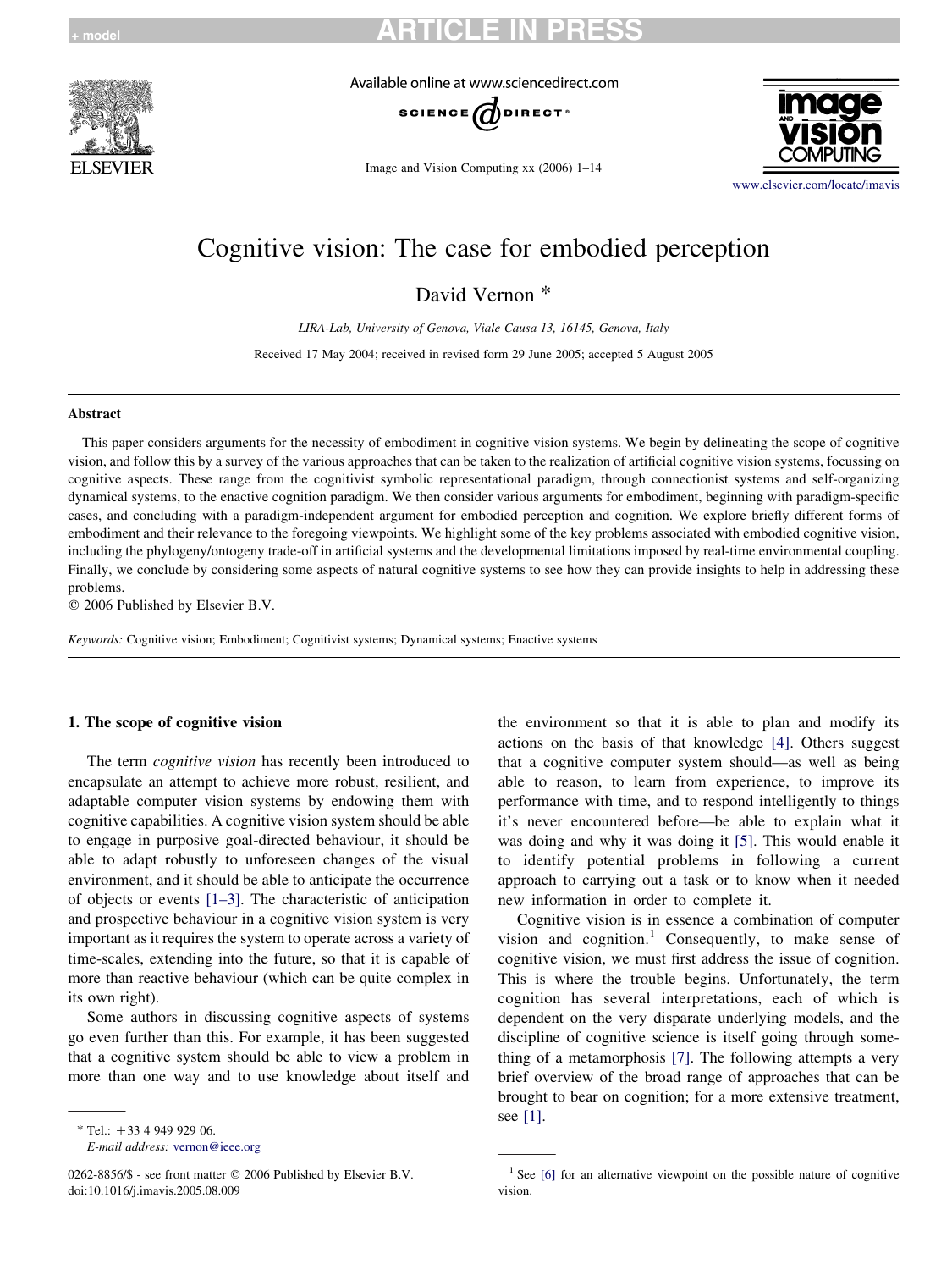# Cognitive vision: The case for embodied perception

David Vernon *

*LIRA-Lab, University of Genova, Viale Causa 13, 16145, Genova, Italy*

Received 17 May 2004; received in revised form 29 June 2005; accepted 5 August 2005

## Abstract

This paper considers arguments for the necessity of embodiment in cognitive vision systems. We begin by delineating the scope of cognitive vision, and follow this by a survey of the various approaches that can be taken to the realization of artificial cognitive vision systems, focussing on cognitive aspects. These range from the cognitivist symbolic representational paradigm, through connectionist systems and self-organizing dynamical systems, to the enactive cognition paradigm. We then consider various arguments for embodiment, beginning with paradigm-specific cases, and concluding with a paradigm-independent argument for embodied perception and cognition. We explore briefly different forms of embodiment and their relevance to the foregoing viewpoints. We highlight some of the key problems associated with embodied cognitive vision, including the phylogeny/ontogeny trade-off in artificial systems and the developmental limitations imposed by real-time environmental coupling. Finally, we conclude by considering some aspects of natural cognitive systems to see how they can provide insights to help in addressing these problems.

© 2006 Published by Elsevier B.V.

*Keywords:* Cognitive vision; Embodiment; Cognitivist systems; Dynamical systems; Enactive systems

## 1. The scope of cognitive vision

The term *cognitive vision* has recently been introduced to encapsulate an attempt to achieve more robust, resilient, and adaptable computer vision systems by endowing them with cognitive capabilities. A cognitive vision system should be able to engage in purposive goal-directed behaviour, it should be able to adapt robustly to unforeseen changes of the visual environment, and it should be able to anticipate the occurrence of objects or events [1–3]. The characteristic of anticipation and prospective behaviour in a cognitive vision system is very important as it requires the system to operate across a variety of time-scales, extending into the future, so that it is capable of more than reactive behaviour (which can be quite complex in its own right).

Some authors in discussing cognitive aspects of systems go even further than this. For example, it has been suggested that a cognitive system should be able to view a problem in more than one way and to use knowledge about itself and the environment so that it is able to plan and modify its actions on the basis of that knowledge [4]. Others suggest that a cognitive computer system should—as well as being able to reason, to learn from experience, to improve its performance with time, and to respond intelligently to things it's never encountered before—be able to explain what it was doing and why it was doing it [5]. This would enable it to identify potential problems in following a current approach to carrying out a task or to know when it needed new information in order to complete it.

Cognitive vision is in essence a combination of computer vision and cognition.[1] Consequently, to make sense of cognitive vision, we must first address the issue of cognition. This is where the trouble begins. Unfortunately, the term cognition has several interpretations, each of which is dependent on the very disparate underlying models, and the discipline of cognitive science is itself going through something of a metamorphosis [7]. The following attempts a very brief overview of the broad range of approaches that can be brought to bear on cognition; for a more extensive treatment, see [1].

---

* Tel.: +33 4 949 929 06.
*E-mail address:* vernon@ieee.org

[1] See [6] for an alternative viewpoint on the possible nature of cognitive vision.

0262-8856/$ - see front matter © 2006 Published by Elsevier B.V.
doi:10.1016/j.imavis.2005.08.009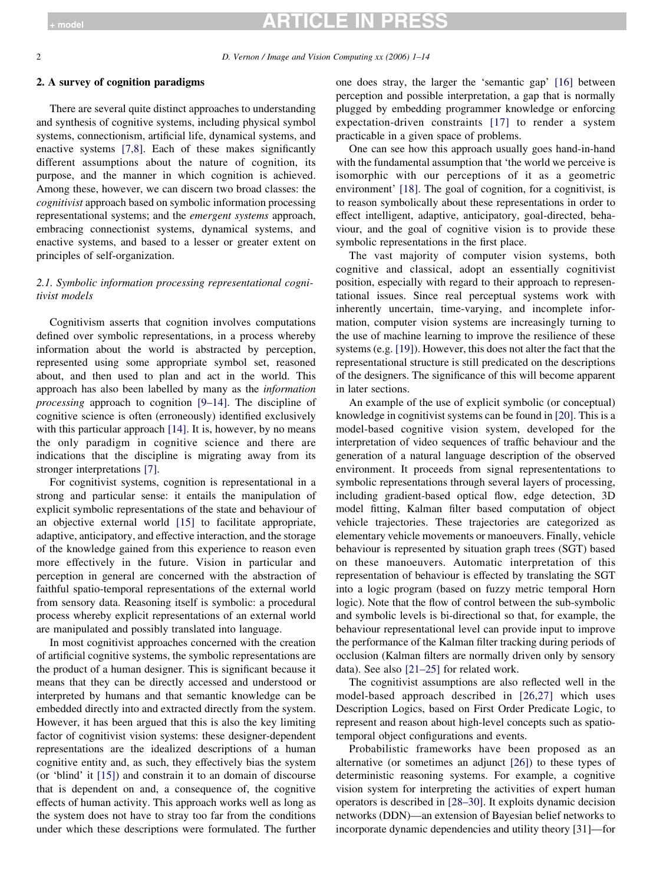## 2. A survey of cognition paradigms

There are several quite distinct approaches to understanding and synthesis of cognitive systems, including physical symbol systems, connectionism, artificial life, dynamical systems, and enactive systems [7,8]. Each of these makes significantly different assumptions about the nature of cognition, its purpose, and the manner in which cognition is achieved. Among these, however, we can discern two broad classes: the *cognitivist* approach based on symbolic information processing representational systems; and the *emergent systems* approach, embracing connectionist systems, dynamical systems, and enactive systems, and based to a lesser or greater extent on principles of self-organization.

### 2.1. Symbolic information processing representational cognitivist models

Cognitivism asserts that cognition involves computations defined over symbolic representations, in a process whereby information about the world is abstracted by perception, represented using some appropriate symbol set, reasoned about, and then used to plan and act in the world. This approach has also been labelled by many as the *information processing* approach to cognition [9–14]. The discipline of cognitive science is often (erroneously) identified exclusively with this particular approach [14]. It is, however, by no means the only paradigm in cognitive science and there are indications that the discipline is migrating away from its stronger interpretations [7].

For cognitivist systems, cognition is representational in a strong and particular sense: it entails the manipulation of explicit symbolic representations of the state and behaviour of an objective external world [15] to facilitate appropriate, adaptive, anticipatory, and effective interaction, and the storage of the knowledge gained from this experience to reason even more effectively in the future. Vision in particular and perception in general are concerned with the abstraction of faithful spatio-temporal representations of the external world from sensory data. Reasoning itself is symbolic: a procedural process whereby explicit representations of an external world are manipulated and possibly translated into language.

In most cognitivist approaches concerned with the creation of artificial cognitive systems, the symbolic representations are the product of a human designer. This is significant because it means that they can be directly accessed and understood or interpreted by humans and that semantic knowledge can be embedded directly into and extracted directly from the system. However, it has been argued that this is also the key limiting factor of cognitivist vision systems: these designer-dependent representations are the idealized descriptions of a human cognitive entity and, as such, they effectively bias the system (or 'blind' it [15]) and constrain it to an domain of discourse that is dependent on and, a consequence of, the cognitive effects of human activity. This approach works well as long as the system does not have to stray too far from the conditions under which these descriptions were formulated. The further one does stray, the larger the 'semantic gap' [16] between perception and possible interpretation, a gap that is normally plugged by embedding programmer knowledge or enforcing expectation-driven constraints [17] to render a system practicable in a given space of problems.

One can see how this approach usually goes hand-in-hand with the fundamental assumption that 'the world we perceive is isomorphic with our perceptions of it as a geometric environment' [18]. The goal of cognition, for a cognitivist, is to reason symbolically about these representations in order to effect intelligent, adaptive, anticipatory, goal-directed, behaviour, and the goal of cognitive vision is to provide these symbolic representations in the first place.

The vast majority of computer vision systems, both cognitive and classical, adopt an essentially cognitivist position, especially with regard to their approach to representational issues. Since real perceptual systems work with inherently uncertain, time-varying, and incomplete information, computer vision systems are increasingly turning to the use of machine learning to improve the resilience of these systems (e.g. [19]). However, this does not alter the fact that the representational structure is still predicated on the descriptions of the designers. The significance of this will become apparent in later sections.

An example of the use of explicit symbolic (or conceptual) knowledge in cognitivist systems can be found in [20]. This is a model-based cognitive vision system, developed for the interpretation of video sequences of traffic behaviour and the generation of a natural language description of the observed environment. It proceeds from signal represententations to symbolic representations through several layers of processing, including gradient-based optical flow, edge detection, 3D model fitting, Kalman filter based computation of object vehicle trajectories. These trajectories are categorized as elementary vehicle movements or manoeuvers. Finally, vehicle behaviour is represented by situation graph trees (SGT) based on these manoeuvers. Automatic interpretation of this representation of behaviour is effected by translating the SGT into a logic program (based on fuzzy metric temporal Horn logic). Note that the flow of control between the sub-symbolic and symbolic levels is bi-directional so that, for example, the behaviour representational level can provide input to improve the performance of the Kalman filter tracking during periods of occlusion (Kalman filters are normally driven only by sensory data). See also [21–25] for related work.

The cognitivist assumptions are also reflected well in the model-based approach described in [26,27] which uses Description Logics, based on First Order Predicate Logic, to represent and reason about high-level concepts such as spatio-temporal object configurations and events.

Probabilistic frameworks have been proposed as an alternative (or sometimes an adjunct [26]) to these types of deterministic reasoning systems. For example, a cognitive vision system for interpreting the activities of expert human operators is described in [28–30]. It exploits dynamic decision networks (DDN)—an extension of Bayesian belief networks to incorporate dynamic dependencies and utility theory [31]—for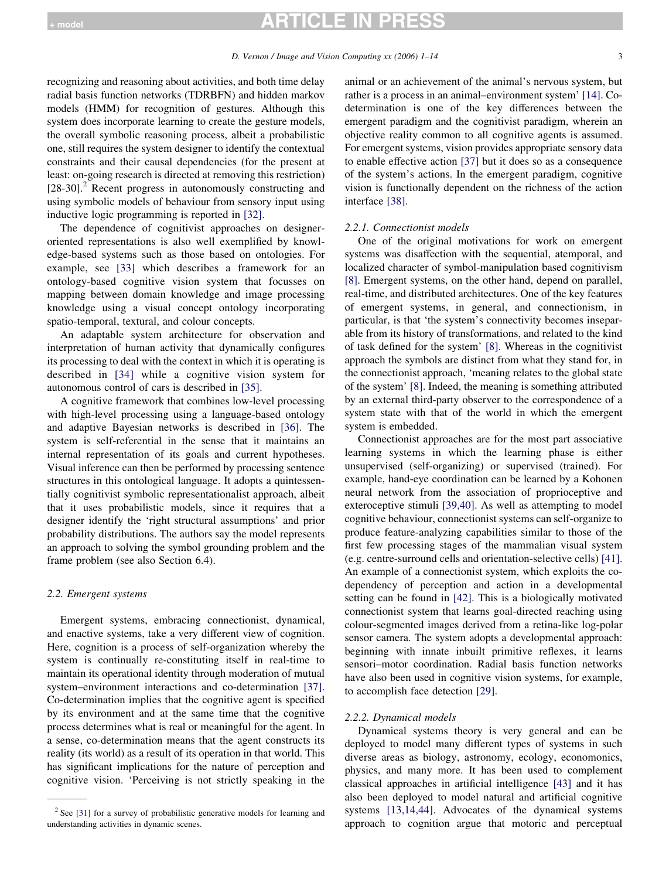recognizing and reasoning about activities, and both time delay radial basis function networks (TDRBFN) and hidden markov models (HMM) for recognition of gestures. Although this system does incorporate learning to create the gesture models, the overall symbolic reasoning process, albeit a probabilistic one, still requires the system designer to identify the contextual constraints and their causal dependencies (for the present at least: on-going research is directed at removing this restriction) [28-30].[2] Recent progress in autonomously constructing and using symbolic models of behaviour from sensory input using inductive logic programming is reported in [32].

The dependence of cognitivist approaches on designer-oriented representations is also well exemplified by knowledge-based systems such as those based on ontologies. For example, see [33] which describes a framework for an ontology-based cognitive vision system that focusses on mapping between domain knowledge and image processing knowledge using a visual concept ontology incorporating spatio-temporal, textural, and colour concepts.

An adaptable system architecture for observation and interpretation of human activity that dynamically configures its processing to deal with the context in which it is operating is described in [34] while a cognitive vision system for autonomous control of cars is described in [35].

A cognitive framework that combines low-level processing with high-level processing using a language-based ontology and adaptive Bayesian networks is described in [36]. The system is self-referential in the sense that it maintains an internal representation of its goals and current hypotheses. Visual inference can then be performed by processing sentence structures in this ontological language. It adopts a quintessentially cognitivist symbolic representationalist approach, albeit that it uses probabilistic models, since it requires that a designer identify the 'right structural assumptions' and prior probability distributions. The authors say the model represents an approach to solving the symbol grounding problem and the frame problem (see also Section 6.4).

### 2.2. Emergent systems

Emergent systems, embracing connectionist, dynamical, and enactive systems, take a very different view of cognition. Here, cognition is a process of self-organization whereby the system is continually re-constituting itself in real-time to maintain its operational identity through moderation of mutual system–environment interactions and co-determination [37]. Co-determination implies that the cognitive agent is specified by its environment and at the same time that the cognitive process determines what is real or meaningful for the agent. In a sense, co-determination means that the agent constructs its reality (its world) as a result of its operation in that world. This has significant implications for the nature of perception and cognitive vision. 'Perceiving is not strictly speaking in the animal or an achievement of the animal's nervous system, but rather is a process in an animal–environment system' [14]. Co-determination is one of the key differences between the emergent paradigm and the cognitivist paradigm, wherein an objective reality common to all cognitive agents is assumed. For emergent systems, vision provides appropriate sensory data to enable effective action [37] but it does so as a consequence of the system's actions. In the emergent paradigm, cognitive vision is functionally dependent on the richness of the action interface [38].

#### 2.2.1. Connectionist models

One of the original motivations for work on emergent systems was disaffection with the sequential, atemporal, and localized character of symbol-manipulation based cognitivism [8]. Emergent systems, on the other hand, depend on parallel, real-time, and distributed architectures. One of the key features of emergent systems, in general, and connectionism, in particular, is that 'the system's connectivity becomes inseparable from its history of transformations, and related to the kind of task defined for the system' [8]. Whereas in the cognitivist approach the symbols are distinct from what they stand for, in the connectionist approach, 'meaning relates to the global state of the system' [8]. Indeed, the meaning is something attributed by an external third-party observer to the correspondence of a system state with that of the world in which the emergent system is embedded.

Connectionist approaches are for the most part associative learning systems in which the learning phase is either unsupervised (self-organizing) or supervised (trained). For example, hand-eye coordination can be learned by a Kohonen neural network from the association of proprioceptive and exteroceptive stimuli [39,40]. As well as attempting to model cognitive behaviour, connectionist systems can self-organize to produce feature-analyzing capabilities similar to those of the first few processing stages of the mammalian visual system (e.g. centre-surround cells and orientation-selective cells) [41]. An example of a connectionist system, which exploits the co-dependency of perception and action in a developmental setting can be found in [42]. This is a biologically motivated connectionist system that learns goal-directed reaching using colour-segmented images derived from a retina-like log-polar sensor camera. The system adopts a developmental approach: beginning with innate inbuilt primitive reflexes, it learns sensori–motor coordination. Radial basis function networks have also been used in cognitive vision systems, for example, to accomplish face detection [29].

#### 2.2.2. Dynamical models

Dynamical systems theory is very general and can be deployed to model many different types of systems in such diverse areas as biology, astronomy, ecology, economics, physics, and many more. It has been used to complement classical approaches in artificial intelligence [43] and it has also been deployed to model natural and artificial cognitive systems [13,14,44]. Advocates of the dynamical systems approach to cognition argue that motoric and perceptual

---

[2] See [31] for a survey of probabilistic generative models for learning and understanding activities in dynamic scenes.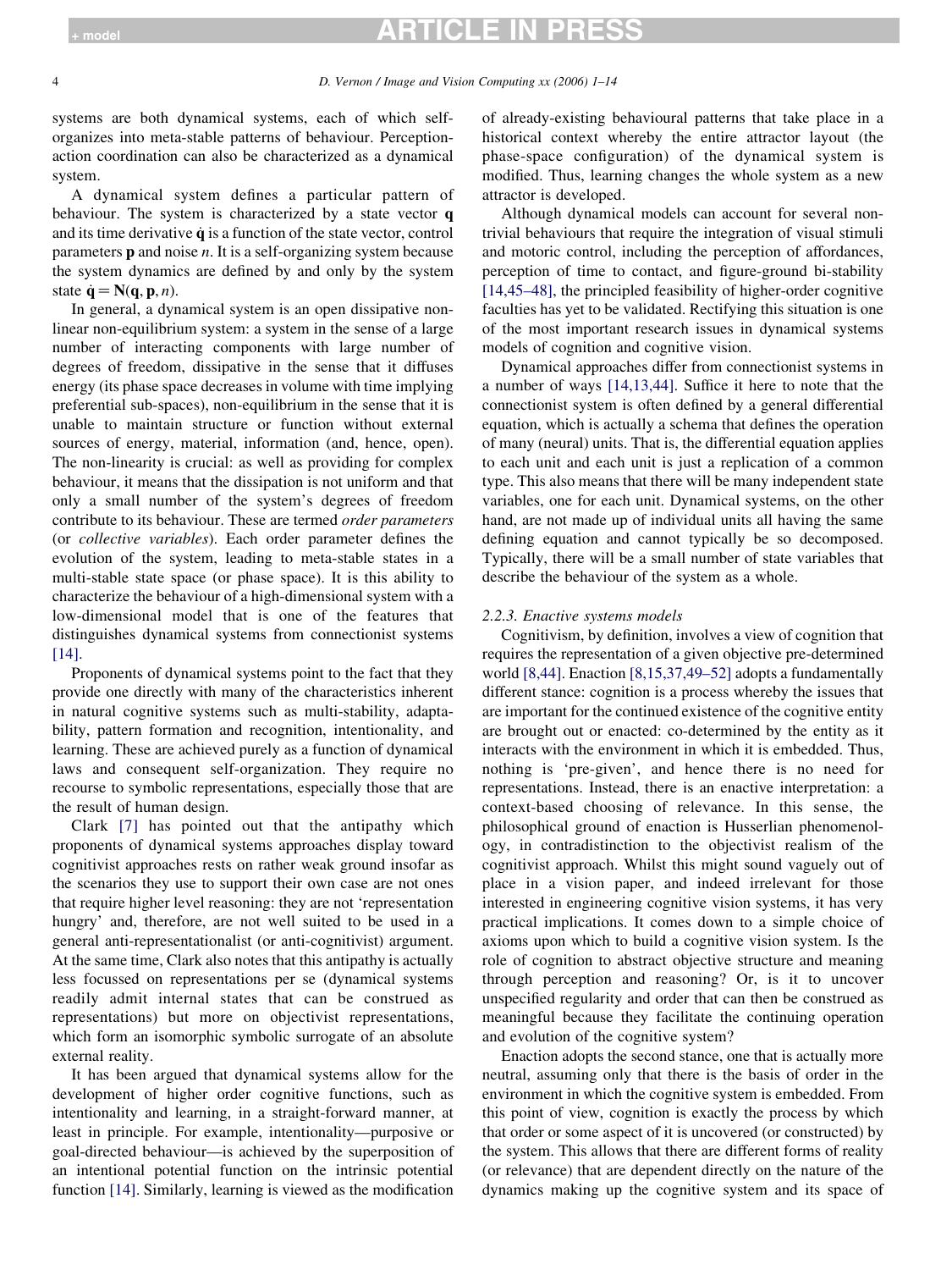systems are both dynamical systems, each of which self-organizes into meta-stable patterns of behaviour. Perception-action coordination can also be characterized as a dynamical system.

A dynamical system defines a particular pattern of behaviour. The system is characterized by a state vector $\mathbf{q}$ and its time derivative $\dot{\mathbf{q}}$ is a function of the state vector, control parameters $\mathbf{p}$ and noise $n$. It is a self-organizing system because the system dynamics are defined by and only by the system state $\dot{\mathbf{q}} = \mathbf{N}(\mathbf{q}, \mathbf{p}, n)$.

In general, a dynamical system is an open dissipative non-linear non-equilibrium system: a system in the sense of a large number of interacting components with large number of degrees of freedom, dissipative in the sense that it diffuses energy (its phase space decreases in volume with time implying preferential sub-spaces), non-equilibrium in the sense that it is unable to maintain structure or function without external sources of energy, material, information (and, hence, open). The non-linearity is crucial: as well as providing for complex behaviour, it means that the dissipation is not uniform and that only a small number of the system's degrees of freedom contribute to its behaviour. These are termed *order parameters* (or *collective variables*). Each order parameter defines the evolution of the system, leading to meta-stable states in a multi-stable state space (or phase space). It is this ability to characterize the behaviour of a high-dimensional system with a low-dimensional model that is one of the features that distinguishes dynamical systems from connectionist systems [14].

Proponents of dynamical systems point to the fact that they provide one directly with many of the characteristics inherent in natural cognitive systems such as multi-stability, adaptability, pattern formation and recognition, intentionality, and learning. These are achieved purely as a function of dynamical laws and consequent self-organization. They require no recourse to symbolic representations, especially those that are the result of human design.

Clark [7] has pointed out that the antipathy which proponents of dynamical systems approaches display toward cognitivist approaches rests on rather weak ground insofar as the scenarios they use to support their own case are not ones that require higher level reasoning: they are not 'representation hungry' and, therefore, are not well suited to be used in a general anti-representationalist (or anti-cognitivist) argument. At the same time, Clark also notes that this antipathy is actually less focussed on representations per se (dynamical systems readily admit internal states that can be construed as representations) but more on objectivist representations, which form an isomorphic symbolic surrogate of an absolute external reality.

It has been argued that dynamical systems allow for the development of higher order cognitive functions, such as intentionality and learning, in a straight-forward manner, at least in principle. For example, intentionality—purposive or goal-directed behaviour—is achieved by the superposition of an intentional potential function on the intrinsic potential function [14]. Similarly, learning is viewed as the modification of already-existing behavioural patterns that take place in a historical context whereby the entire attractor layout (the phase-space configuration) of the dynamical system is modified. Thus, learning changes the whole system as a new attractor is developed.

Although dynamical models can account for several non-trivial behaviours that require the integration of visual stimuli and motoric control, including the perception of affordances, perception of time to contact, and figure-ground bi-stability [14,45–48], the principled feasibility of higher-order cognitive faculties has yet to be validated. Rectifying this situation is one of the most important research issues in dynamical systems models of cognition and cognitive vision.

Dynamical approaches differ from connectionist systems in a number of ways [14,13,44]. Suffice it here to note that the connectionist system is often defined by a general differential equation, which is actually a schema that defines the operation of many (neural) units. That is, the differential equation applies to each unit and each unit is just a replication of a common type. This also means that there will be many independent state variables, one for each unit. Dynamical systems, on the other hand, are not made up of individual units all having the same defining equation and cannot typically be so decomposed. Typically, there will be a small number of state variables that describe the behaviour of the system as a whole.

### 2.2.3. Enactive systems models

Cognitivism, by definition, involves a view of cognition that requires the representation of a given objective pre-determined world [8,44]. Enaction [8,15,37,49–52] adopts a fundamentally different stance: cognition is a process whereby the issues that are important for the continued existence of the cognitive entity are brought out or enacted: co-determined by the entity as it interacts with the environment in which it is embedded. Thus, nothing is 'pre-given', and hence there is no need for representations. Instead, there is an enactive interpretation: a context-based choosing of relevance. In this sense, the philosophical ground of enaction is Husserlian phenomenology, in contradistinction to the objectivist realism of the cognitivist approach. Whilst this might sound vaguely out of place in a vision paper, and indeed irrelevant for those interested in engineering cognitive vision systems, it has very practical implications. It comes down to a simple choice of axioms upon which to build a cognitive vision system. Is the role of cognition to abstract objective structure and meaning through perception and reasoning? Or, is it to uncover unspecified regularity and order that can then be construed as meaningful because they facilitate the continuing operation and evolution of the cognitive system?

Enaction adopts the second stance, one that is actually more neutral, assuming only that there is the basis of order in the environment in which the cognitive system is embedded. From this point of view, cognition is exactly the process by which that order or some aspect of it is uncovered (or constructed) by the system. This allows that there are different forms of reality (or relevance) that are dependent directly on the nature of the dynamics making up the cognitive system and its space of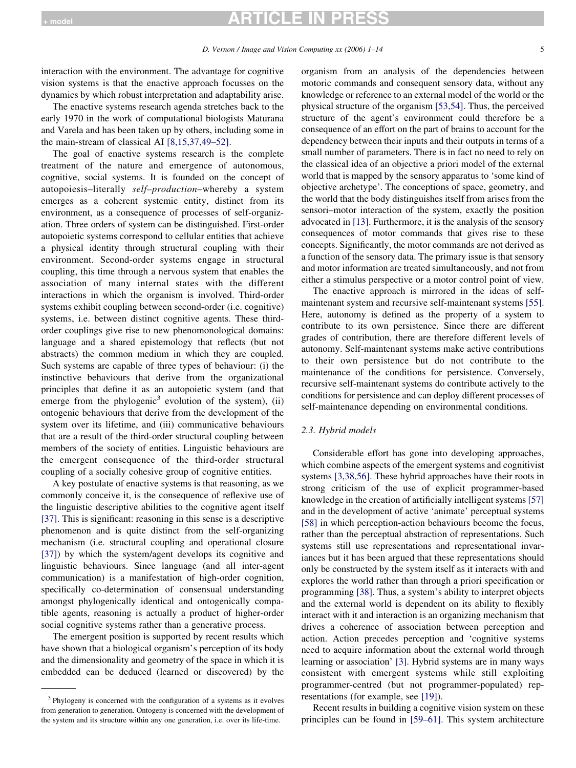interaction with the environment. The advantage for cognitive vision systems is that the enactive approach focusses on the dynamics by which robust interpretation and adaptability arise.

The enactive systems research agenda stretches back to the early 1970 in the work of computational biologists Maturana and Varela and has been taken up by others, including some in the main-stream of classical AI [8,15,37,49–52].

The goal of enactive systems research is the complete treatment of the nature and emergence of autonomous, cognitive, social systems. It is founded on the concept of autopoiesis–literally *self–production*–whereby a system emerges as a coherent systemic entity, distinct from its environment, as a consequence of processes of self-organization. Three orders of system can be distinguished. First-order autopoietic systems correspond to cellular entities that achieve a physical identity through structural coupling with their environment. Second-order systems engage in structural coupling, this time through a nervous system that enables the association of many internal states with the different interactions in which the organism is involved. Third-order systems exhibit coupling between second-order (i.e. cognitive) systems, i.e. between distinct cognitive agents. These third-order couplings give rise to new phenomonological domains: language and a shared epistemology that reflects (but not abstracts) the common medium in which they are coupled. Such systems are capable of three types of behaviour: (i) the instinctive behaviours that derive from the organizational principles that define it as an autopoietic system (and that emerge from the phylogenic[3] evolution of the system), (ii) ontogenic behaviours that derive from the development of the system over its lifetime, and (iii) communicative behaviours that are a result of the third-order structural coupling between members of the society of entities. Linguistic behaviours are the emergent consequence of the third-order structural coupling of a socially cohesive group of cognitive entities.

A key postulate of enactive systems is that reasoning, as we commonly conceive it, is the consequence of reflexive use of the linguistic descriptive abilities to the cognitive agent itself [37]. This is significant: reasoning in this sense is a descriptive phenomenon and is quite distinct from the self-organizing mechanism (i.e. structural coupling and operational closure [37]) by which the system/agent develops its cognitive and linguistic behaviours. Since language (and all inter-agent communication) is a manifestation of high-order cognition, specifically co-determination of consensual understanding amongst phylogenically identical and ontogenically compatible agents, reasoning is actually a product of higher-order social cognitive systems rather than a generative process.

The emergent position is supported by recent results which have shown that a biological organism's perception of its body and the dimensionality and geometry of the space in which it is embedded can be deduced (learned or discovered) by the organism from an analysis of the dependencies between motoric commands and consequent sensory data, without any knowledge or reference to an external model of the world or the physical structure of the organism [53,54]. Thus, the perceived structure of the agent's environment could therefore be a consequence of an effort on the part of brains to account for the dependency between their inputs and their outputs in terms of a small number of parameters. There is in fact no need to rely on the classical idea of an objective a priori model of the external world that is mapped by the sensory apparatus to 'some kind of objective archetype'. The conceptions of space, geometry, and the world that the body distinguishes itself from arises from the sensori–motor interaction of the system, exactly the position advocated in [13]. Furthermore, it is the analysis of the sensory consequences of motor commands that gives rise to these concepts. Significantly, the motor commands are not derived as a function of the sensory data. The primary issue is that sensory and motor information are treated simultaneously, and not from either a stimulus perspective or a motor control point of view.

The enactive approach is mirrored in the ideas of self-maintenant system and recursive self-maintenant systems [55]. Here, autonomy is defined as the property of a system to contribute to its own persistence. Since there are different grades of contribution, there are therefore different levels of autonomy. Self-maintenant systems make active contributions to their own persistence but do not contribute to the maintenance of the conditions for persistence. Conversely, recursive self-maintenant systems do contribute actively to the conditions for persistence and can deploy different processes of self-maintenance depending on environmental conditions.

### 2.3. Hybrid models

Considerable effort has gone into developing approaches, which combine aspects of the emergent systems and cognitivist systems [3,38,56]. These hybrid approaches have their roots in strong criticism of the use of explicit programmer-based knowledge in the creation of artificially intelligent systems [57] and in the development of active 'animate' perceptual systems [58] in which perception-action behaviours become the focus, rather than the perceptual abstraction of representations. Such systems still use representations and representational invariances but it has been argued that these representations should only be constructed by the system itself as it interacts with and explores the world rather than through a priori specification or programming [38]. Thus, a system's ability to interpret objects and the external world is dependent on its ability to flexibly interact with it and interaction is an organizing mechanism that drives a coherence of association between perception and action. Action precedes perception and 'cognitive systems need to acquire information about the external world through learning or association' [3]. Hybrid systems are in many ways consistent with emergent systems while still exploiting programmer-centred (but not programmer-populated) representations (for example, see [19]).

Recent results in building a cognitive vision system on these principles can be found in [59–61]. This system architecture

[3] Phylogeny is concerned with the configuration of a systems as it evolves from generation to generation. Ontogeny is concerned with the development of the system and its structure within any one generation, i.e. over its life-time.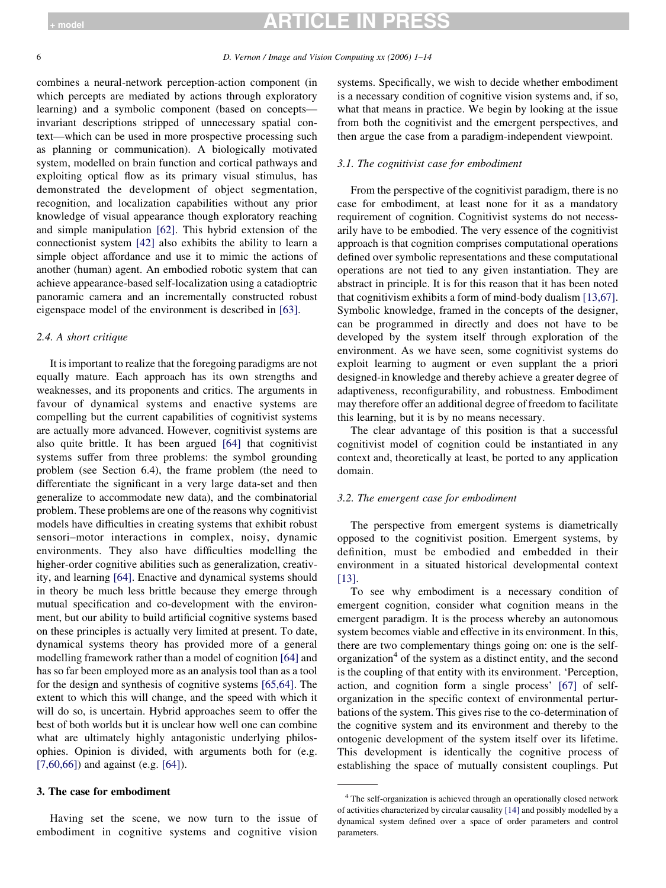combines a neural-network perception-action component (in which percepts are mediated by actions through exploratory learning) and a symbolic component (based on concepts—invariant descriptions stripped of unnecessary spatial context—which can be used in more prospective processing such as planning or communication). A biologically motivated system, modelled on brain function and cortical pathways and exploiting optical flow as its primary visual stimulus, has demonstrated the development of object segmentation, recognition, and localization capabilities without any prior knowledge of visual appearance though exploratory reaching and simple manipulation [62]. This hybrid extension of the connectionist system [42] also exhibits the ability to learn a simple object affordance and use it to mimic the actions of another (human) agent. An embodied robotic system that can achieve appearance-based self-localization using a catadioptric panoramic camera and an incrementally constructed robust eigenspace model of the environment is described in [63].

### 2.4. A short critique

It is important to realize that the foregoing paradigms are not equally mature. Each approach has its own strengths and weaknesses, and its proponents and critics. The arguments in favour of dynamical systems and enactive systems are compelling but the current capabilities of cognitivist systems are actually more advanced. However, cognitivist systems are also quite brittle. It has been argued [64] that cognitivist systems suffer from three problems: the symbol grounding problem (see Section 6.4), the frame problem (the need to differentiate the significant in a very large data-set and then generalize to accommodate new data), and the combinatorial problem. These problems are one of the reasons why cognitivist models have difficulties in creating systems that exhibit robust sensori–motor interactions in complex, noisy, dynamic environments. They also have difficulties modelling the higher-order cognitive abilities such as generalization, creativity, and learning [64]. Enactive and dynamical systems should in theory be much less brittle because they emerge through mutual specification and co-development with the environment, but our ability to build artificial cognitive systems based on these principles is actually very limited at present. To date, dynamical systems theory has provided more of a general modelling framework rather than a model of cognition [64] and has so far been employed more as an analysis tool than as a tool for the design and synthesis of cognitive systems [65,64]. The extent to which this will change, and the speed with which it will do so, is uncertain. Hybrid approaches seem to offer the best of both worlds but it is unclear how well one can combine what are ultimately highly antagonistic underlying philosophies. Opinion is divided, with arguments both for (e.g. [7,60,66]) and against (e.g. [64]).

## 3. The case for embodiment

Having set the scene, we now turn to the issue of embodiment in cognitive systems and cognitive vision systems. Specifically, we wish to decide whether embodiment is a necessary condition of cognitive vision systems and, if so, what that means in practice. We begin by looking at the issue from both the cognitivist and the emergent perspectives, and then argue the case from a paradigm-independent viewpoint.

### 3.1. The cognitivist case for embodiment

From the perspective of the cognitivist paradigm, there is no case for embodiment, at least none for it as a mandatory requirement of cognition. Cognitivist systems do not necessarily have to be embodied. The very essence of the cognitivist approach is that cognition comprises computational operations defined over symbolic representations and these computational operations are not tied to any given instantiation. They are abstract in principle. It is for this reason that it has been noted that cognitivism exhibits a form of mind-body dualism [13,67]. Symbolic knowledge, framed in the concepts of the designer, can be programmed in directly and does not have to be developed by the system itself through exploration of the environment. As we have seen, some cognitivist systems do exploit learning to augment or even supplant the a priori designed-in knowledge and thereby achieve a greater degree of adaptiveness, reconfigurability, and robustness. Embodiment may therefore offer an additional degree of freedom to facilitate this learning, but it is by no means necessary.

The clear advantage of this position is that a successful cognitivist model of cognition could be instantiated in any context and, theoretically at least, be ported to any application domain.

### 3.2. The emergent case for embodiment

The perspective from emergent systems is diametrically opposed to the cognitivist position. Emergent systems, by definition, must be embodied and embedded in their environment in a situated historical developmental context [13].

To see why embodiment is a necessary condition of emergent cognition, consider what cognition means in the emergent paradigm. It is the process whereby an autonomous system becomes viable and effective in its environment. In this, there are two complementary things going on: one is the self-organization[4] of the system as a distinct entity, and the second is the coupling of that entity with its environment. 'Perception, action, and cognition form a single process' [67] of self-organization in the specific context of environmental perturbations of the system. This gives rise to the co-determination of the cognitive system and its environment and thereby to the ontogenic development of the system itself over its lifetime. This development is identically the cognitive process of establishing the space of mutually consistent couplings. Put

[4] The self-organization is achieved through an operationally closed network of activities characterized by circular causality [14] and possibly modelled by a dynamical system defined over a space of order parameters and control parameters.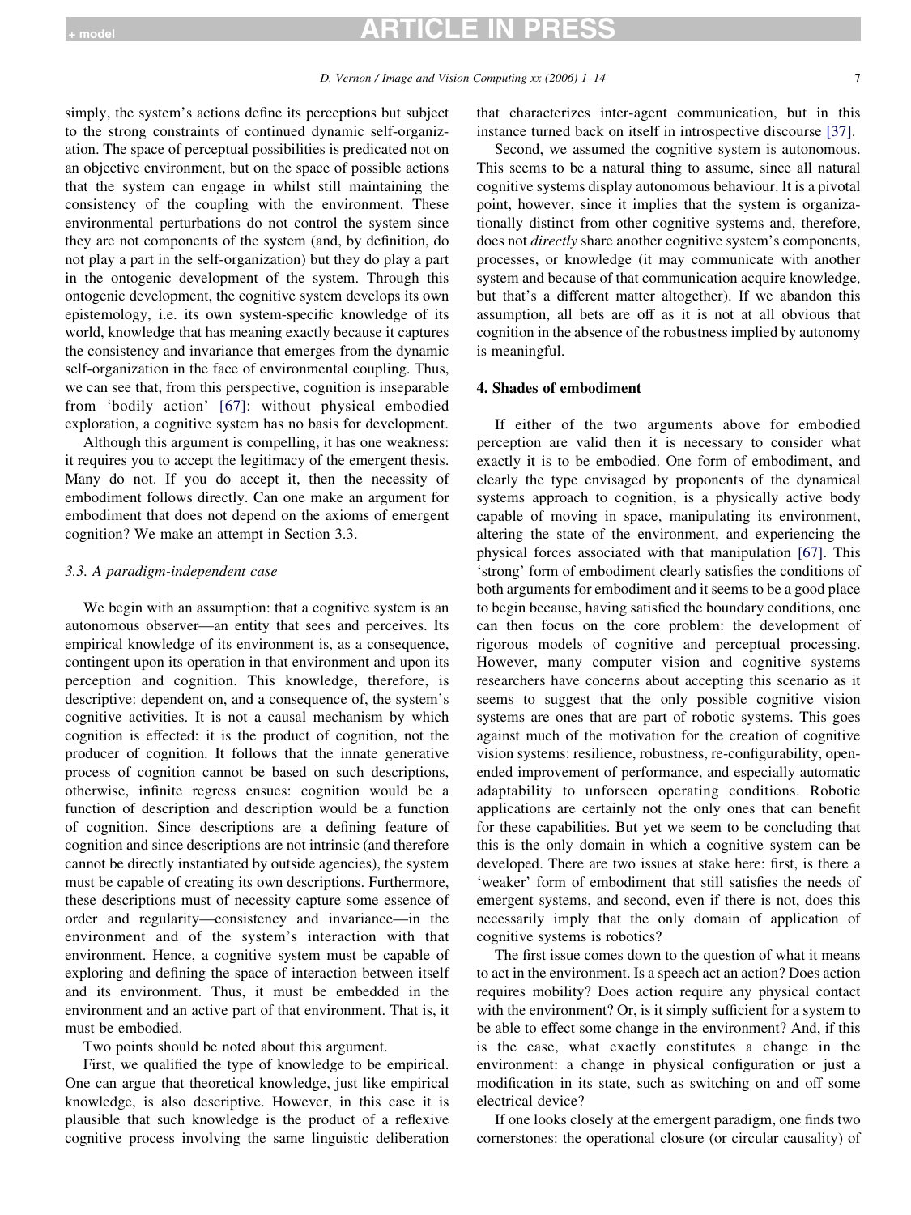simply, the system's actions define its perceptions but subject to the strong constraints of continued dynamic self-organization. The space of perceptual possibilities is predicated not on an objective environment, but on the space of possible actions that the system can engage in whilst still maintaining the consistency of the coupling with the environment. These environmental perturbations do not control the system since they are not components of the system (and, by definition, do not play a part in the self-organization) but they do play a part in the ontogenic development of the system. Through this ontogenic development, the cognitive system develops its own epistemology, i.e. its own system-specific knowledge of its world, knowledge that has meaning exactly because it captures the consistency and invariance that emerges from the dynamic self-organization in the face of environmental coupling. Thus, we can see that, from this perspective, cognition is inseparable from 'bodily action' [67]: without physical embodied exploration, a cognitive system has no basis for development.

Although this argument is compelling, it has one weakness: it requires you to accept the legitimacy of the emergent thesis. Many do not. If you do accept it, then the necessity of embodiment follows directly. Can one make an argument for embodiment that does not depend on the axioms of emergent cognition? We make an attempt in Section 3.3.

### 3.3. A paradigm-independent case

We begin with an assumption: that a cognitive system is an autonomous observer—an entity that sees and perceives. Its empirical knowledge of its environment is, as a consequence, contingent upon its operation in that environment and upon its perception and cognition. This knowledge, therefore, is descriptive: dependent on, and a consequence of, the system's cognitive activities. It is not a causal mechanism by which cognition is effected: it is the product of cognition, not the producer of cognition. It follows that the innate generative process of cognition cannot be based on such descriptions, otherwise, infinite regress ensues: cognition would be a function of description and description would be a function of cognition. Since descriptions are a defining feature of cognition and since descriptions are not intrinsic (and therefore cannot be directly instantiated by outside agencies), the system must be capable of creating its own descriptions. Furthermore, these descriptions must of necessity capture some essence of order and regularity—consistency and invariance—in the environment and of the system's interaction with that environment. Hence, a cognitive system must be capable of exploring and defining the space of interaction between itself and its environment. Thus, it must be embedded in the environment and an active part of that environment. That is, it must be embodied.

Two points should be noted about this argument.

First, we qualified the type of knowledge to be empirical. One can argue that theoretical knowledge, just like empirical knowledge, is also descriptive. However, in this case it is plausible that such knowledge is the product of a reflexive cognitive process involving the same linguistic deliberation that characterizes inter-agent communication, but in this instance turned back on itself in introspective discourse [37].

Second, we assumed the cognitive system is autonomous. This seems to be a natural thing to assume, since all natural cognitive systems display autonomous behaviour. It is a pivotal point, however, since it implies that the system is organizationally distinct from other cognitive systems and, therefore, does not *directly* share another cognitive system's components, processes, or knowledge (it may communicate with another system and because of that communication acquire knowledge, but that's a different matter altogether). If we abandon this assumption, all bets are off as it is not at all obvious that cognition in the absence of the robustness implied by autonomy is meaningful.

## 4. Shades of embodiment

If either of the two arguments above for embodied perception are valid then it is necessary to consider what exactly it is to be embodied. One form of embodiment, and clearly the type envisaged by proponents of the dynamical systems approach to cognition, is a physically active body capable of moving in space, manipulating its environment, altering the state of the environment, and experiencing the physical forces associated with that manipulation [67]. This 'strong' form of embodiment clearly satisfies the conditions of both arguments for embodiment and it seems to be a good place to begin because, having satisfied the boundary conditions, one can then focus on the core problem: the development of rigorous models of cognitive and perceptual processing. However, many computer vision and cognitive systems researchers have concerns about accepting this scenario as it seems to suggest that the only possible cognitive vision systems are ones that are part of robotic systems. This goes against much of the motivation for the creation of cognitive vision systems: resilience, robustness, re-configurability, open-ended improvement of performance, and especially automatic adaptability to unforseen operating conditions. Robotic applications are certainly not the only ones that can benefit for these capabilities. But yet we seem to be concluding that this is the only domain in which a cognitive system can be developed. There are two issues at stake here: first, is there a 'weaker' form of embodiment that still satisfies the needs of emergent systems, and second, even if there is not, does this necessarily imply that the only domain of application of cognitive systems is robotics?

The first issue comes down to the question of what it means to act in the environment. Is a speech act an action? Does action requires mobility? Does action require any physical contact with the environment? Or, is it simply sufficient for a system to be able to effect some change in the environment? And, if this is the case, what exactly constitutes a change in the environment: a change in physical configuration or just a modification in its state, such as switching on and off some electrical device?

If one looks closely at the emergent paradigm, one finds two cornerstones: the operational closure (or circular causality) of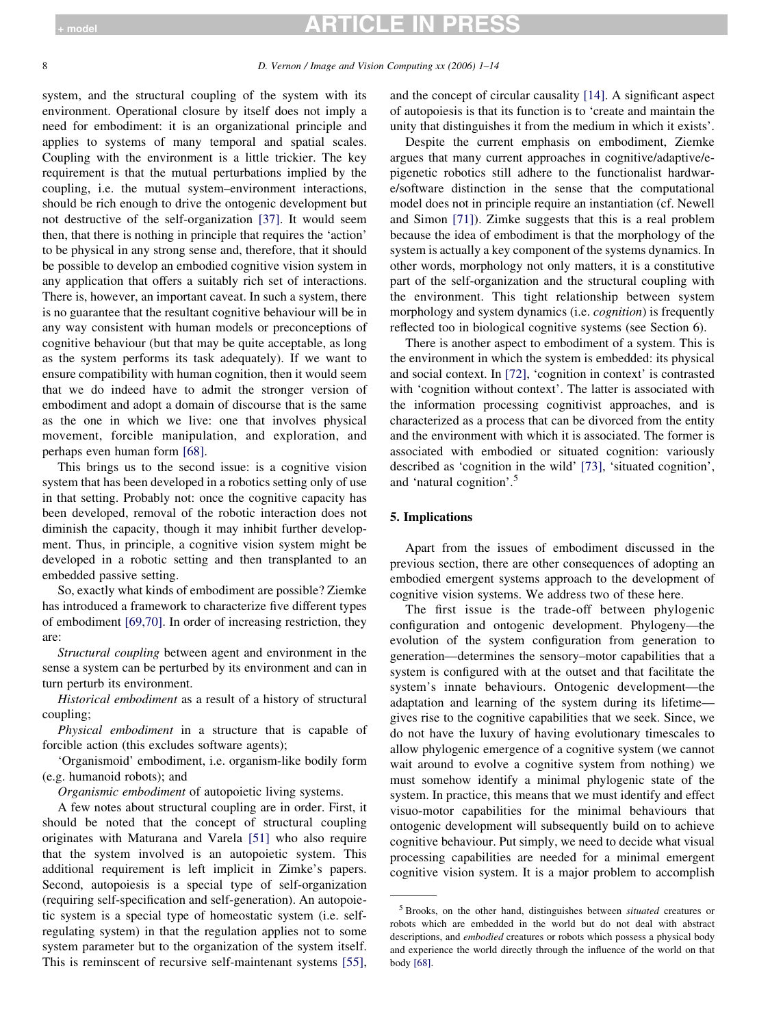system, and the structural coupling of the system with its environment. Operational closure by itself does not imply a need for embodiment: it is an organizational principle and applies to systems of many temporal and spatial scales. Coupling with the environment is a little trickier. The key requirement is that the mutual perturbations implied by the coupling, i.e. the mutual system–environment interactions, should be rich enough to drive the ontogenic development but not destructive of the self-organization [37]. It would seem then, that there is nothing in principle that requires the 'action' to be physical in any strong sense and, therefore, that it should be possible to develop an embodied cognitive vision system in any application that offers a suitably rich set of interactions. There is, however, an important caveat. In such a system, there is no guarantee that the resultant cognitive behaviour will be in any way consistent with human models or preconceptions of cognitive behaviour (but that may be quite acceptable, as long as the system performs its task adequately). If we want to ensure compatibility with human cognition, then it would seem that we do indeed have to admit the stronger version of embodiment and adopt a domain of discourse that is the same as the one in which we live: one that involves physical movement, forcible manipulation, and exploration, and perhaps even human form [68].

This brings us to the second issue: is a cognitive vision system that has been developed in a robotics setting only of use in that setting. Probably not: once the cognitive capacity has been developed, removal of the robotic interaction does not diminish the capacity, though it may inhibit further development. Thus, in principle, a cognitive vision system might be developed in a robotic setting and then transplanted to an embedded passive setting.

So, exactly what kinds of embodiment are possible? Ziemke has introduced a framework to characterize five different types of embodiment [69,70]. In order of increasing restriction, they are:

*Structural coupling* between agent and environment in the sense a system can be perturbed by its environment and can in turn perturb its environment.

*Historical embodiment* as a result of a history of structural coupling;

*Physical embodiment* in a structure that is capable of forcible action (this excludes software agents);

'Organismoid' embodiment, i.e. organism-like bodily form (e.g. humanoid robots); and

*Organismic embodiment* of autopoietic living systems.

A few notes about structural coupling are in order. First, it should be noted that the concept of structural coupling originates with Maturana and Varela [51] who also require that the system involved is an autopoietic system. This additional requirement is left implicit in Zimke's papers. Second, autopoiesis is a special type of self-organization (requiring self-specification and self-generation). An autopoietic system is a special type of homeostatic system (i.e. self-regulating system) in that the regulation applies not to some system parameter but to the organization of the system itself. This is reminscent of recursive self-maintenant systems [55], and the concept of circular causality [14]. A significant aspect of autopoiesis is that its function is to 'create and maintain the unity that distinguishes it from the medium in which it exists'.

Despite the current emphasis on embodiment, Ziemke argues that many current approaches in cognitive/adaptive/epigenetic robotics still adhere to the functionalist hardware/software distinction in the sense that the computational model does not in principle require an instantiation (cf. Newell and Simon [71]). Zimke suggests that this is a real problem because the idea of embodiment is that the morphology of the system is actually a key component of the systems dynamics. In other words, morphology not only matters, it is a constitutive part of the self-organization and the structural coupling with the environment. This tight relationship between system morphology and system dynamics (i.e. *cognition*) is frequently reflected too in biological cognitive systems (see Section 6).

There is another aspect to embodiment of a system. This is the environment in which the system is embedded: its physical and social context. In [72], 'cognition in context' is contrasted with 'cognition without context'. The latter is associated with the information processing cognitivist approaches, and is characterized as a process that can be divorced from the entity and the environment with which it is associated. The former is associated with embodied or situated cognition: variously described as 'cognition in the wild' [73], 'situated cognition', and 'natural cognition'.[5]

## 5. Implications

Apart from the issues of embodiment discussed in the previous section, there are other consequences of adopting an embodied emergent systems approach to the development of cognitive vision systems. We address two of these here.

The first issue is the trade-off between phylogenic configuration and ontogenic development. Phylogeny—the evolution of the system configuration from generation to generation—determines the sensory–motor capabilities that a system is configured with at the outset and that facilitate the system's innate behaviours. Ontogenic development—the adaptation and learning of the system during its lifetime—gives rise to the cognitive capabilities that we seek. Since, we do not have the luxury of having evolutionary timescales to allow phylogenic emergence of a cognitive system (we cannot wait around to evolve a cognitive system from nothing) we must somehow identify a minimal phylogenic state of the system. In practice, this means that we must identify and effect visuo-motor capabilities for the minimal behaviours that ontogenic development will subsequently build on to achieve cognitive behaviour. Put simply, we need to decide what visual processing capabilities are needed for a minimal emergent cognitive vision system. It is a major problem to accomplish

---

[5] Brooks, on the other hand, distinguishes between *situated* creatures or robots which are embedded in the world but do not deal with abstract descriptions, and *embodied* creatures or robots which possess a physical body and experience the world directly through the influence of the world on that body [68].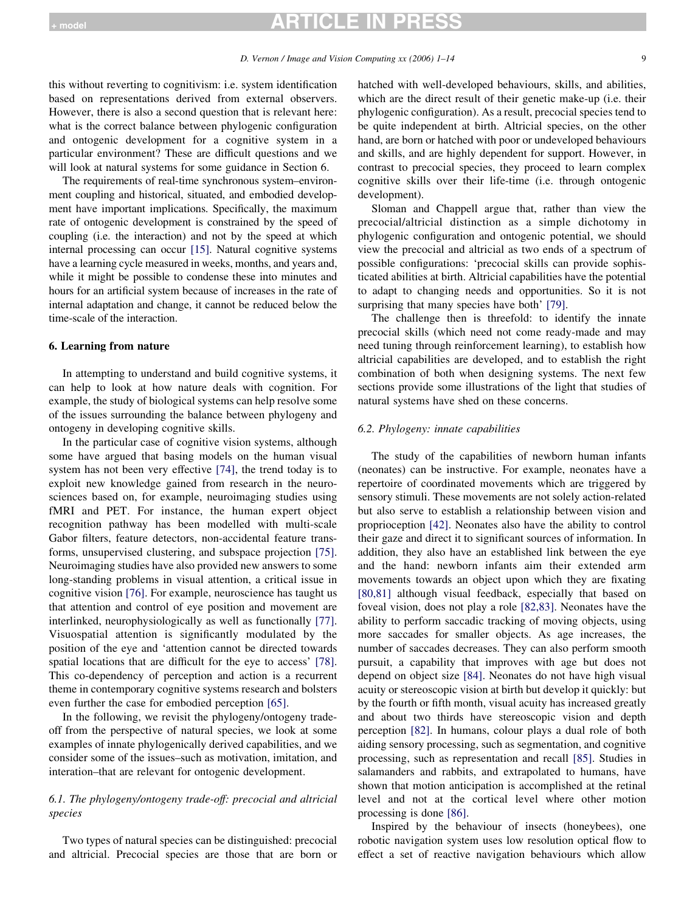this without reverting to cognitivism: i.e. system identification based on representations derived from external observers. However, there is also a second question that is relevant here: what is the correct balance between phylogenic configuration and ontogenic development for a cognitive system in a particular environment? These are difficult questions and we will look at natural systems for some guidance in Section 6.

The requirements of real-time synchronous system–environment coupling and historical, situated, and embodied development have important implications. Specifically, the maximum rate of ontogenic development is constrained by the speed of coupling (i.e. the interaction) and not by the speed at which internal processing can occur [15]. Natural cognitive systems have a learning cycle measured in weeks, months, and years and, while it might be possible to condense these into minutes and hours for an artificial system because of increases in the rate of internal adaptation and change, it cannot be reduced below the time-scale of the interaction.

## 6. Learning from nature

In attempting to understand and build cognitive systems, it can help to look at how nature deals with cognition. For example, the study of biological systems can help resolve some of the issues surrounding the balance between phylogeny and ontogeny in developing cognitive skills.

In the particular case of cognitive vision systems, although some have argued that basing models on the human visual system has not been very effective [74], the trend today is to exploit new knowledge gained from research in the neurosciences based on, for example, neuroimaging studies using fMRI and PET. For instance, the human expert object recognition pathway has been modelled with multi-scale Gabor filters, feature detectors, non-accidental feature transforms, unsupervised clustering, and subspace projection [75]. Neuroimaging studies have also provided new answers to some long-standing problems in visual attention, a critical issue in cognitive vision [76]. For example, neuroscience has taught us that attention and control of eye position and movement are interlinked, neurophysiologically as well as functionally [77]. Visuospatial attention is significantly modulated by the position of the eye and 'attention cannot be directed towards spatial locations that are difficult for the eye to access' [78]. This co-dependency of perception and action is a recurrent theme in contemporary cognitive systems research and bolsters even further the case for embodied perception [65].

In the following, we revisit the phylogeny/ontogeny trade-off from the perspective of natural species, we look at some examples of innate phylogenically derived capabilities, and we consider some of the issues–such as motivation, imitation, and interation–that are relevant for ontogenic development.

### 6.1. The phylogeny/ontogeny trade-off: precocial and altricial species

Two types of natural species can be distinguished: precocial and altricial. Precocial species are those that are born or hatched with well-developed behaviours, skills, and abilities, which are the direct result of their genetic make-up (i.e. their phylogenic configuration). As a result, precocial species tend to be quite independent at birth. Altricial species, on the other hand, are born or hatched with poor or undeveloped behaviours and skills, and are highly dependent for support. However, in contrast to precocial species, they proceed to learn complex cognitive skills over their life-time (i.e. through ontogenic development).

Sloman and Chappell argue that, rather than view the precocial/altricial distinction as a simple dichotomy in phylogenic configuration and ontogenic potential, we should view the precocial and altricial as two ends of a spectrum of possible configurations: 'precocial skills can provide sophisticated abilities at birth. Altricial capabilities have the potential to adapt to changing needs and opportunities. So it is not surprising that many species have both' [79].

The challenge then is threefold: to identify the innate precocial skills (which need not come ready-made and may need tuning through reinforcement learning), to establish how altricial capabilities are developed, and to establish the right combination of both when designing systems. The next few sections provide some illustrations of the light that studies of natural systems have shed on these concerns.

### 6.2. Phylogeny: innate capabilities

The study of the capabilities of newborn human infants (neonates) can be instructive. For example, neonates have a repertoire of coordinated movements which are triggered by sensory stimuli. These movements are not solely action-related but also serve to establish a relationship between vision and proprioception [42]. Neonates also have the ability to control their gaze and direct it to significant sources of information. In addition, they also have an established link between the eye and the hand: newborn infants aim their extended arm movements towards an object upon which they are fixating [80,81] although visual feedback, especially that based on foveal vision, does not play a role [82,83]. Neonates have the ability to perform saccadic tracking of moving objects, using more saccades for smaller objects. As age increases, the number of saccades decreases. They can also perform smooth pursuit, a capability that improves with age but does not depend on object size [84]. Neonates do not have high visual acuity or stereoscopic vision at birth but develop it quickly: but by the fourth or fifth month, visual acuity has increased greatly and about two thirds have stereoscopic vision and depth perception [82]. In humans, colour plays a dual role of both aiding sensory processing, such as segmentation, and cognitive processing, such as representation and recall [85]. Studies in salamanders and rabbits, and extrapolated to humans, have shown that motion anticipation is accomplished at the retinal level and not at the cortical level where other motion processing is done [86].

Inspired by the behaviour of insects (honeybees), one robotic navigation system uses low resolution optical flow to effect a set of reactive navigation behaviours which allow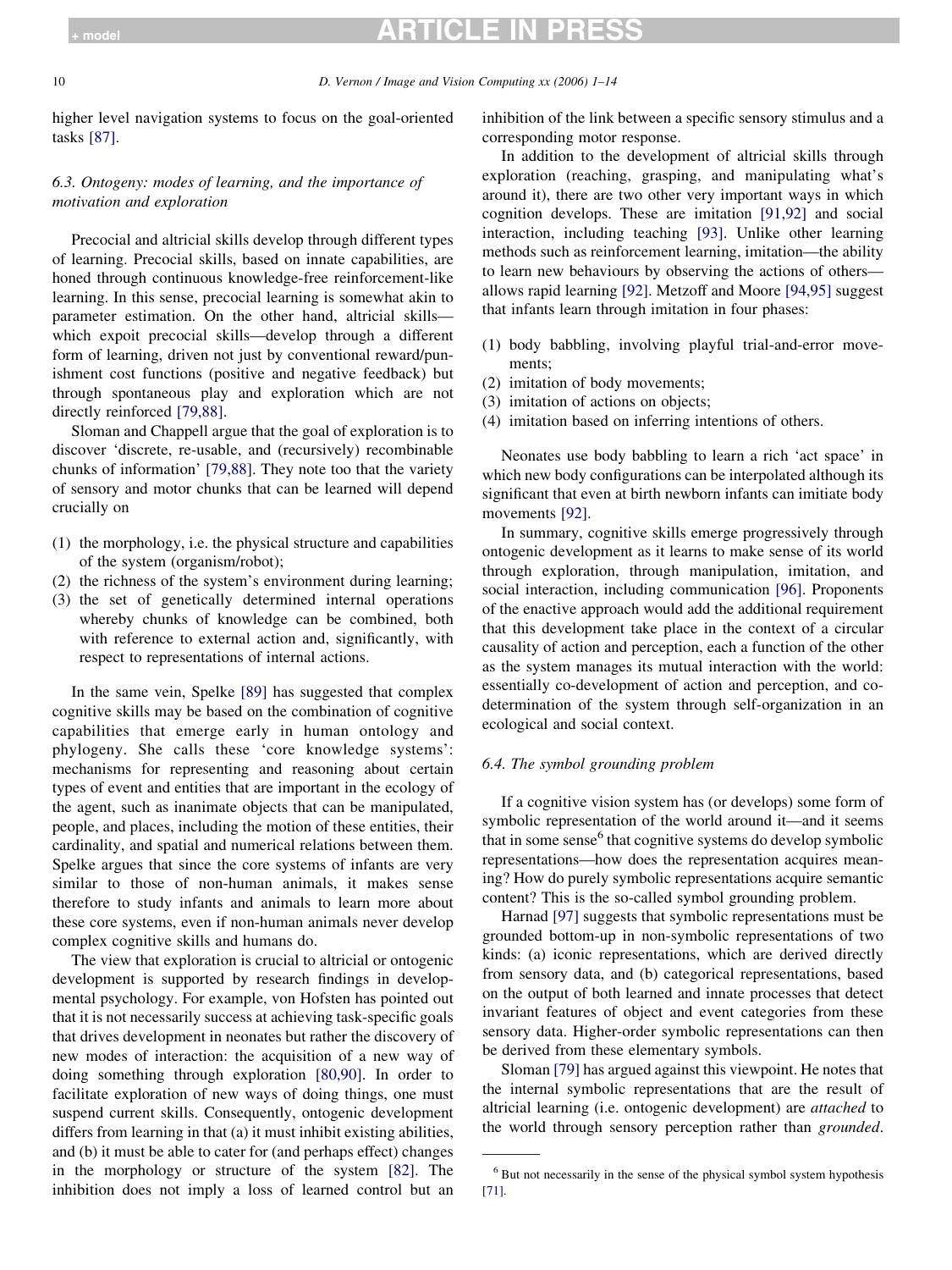higher level navigation systems to focus on the goal-oriented tasks [87].

### 6.3. Ontogeny: modes of learning, and the importance of motivation and exploration

Precocial and altricial skills develop through different types of learning. Precocial skills, based on innate capabilities, are honed through continuous knowledge-free reinforcement-like learning. In this sense, precocial learning is somewhat akin to parameter estimation. On the other hand, altricial skills—which expoit precocial skills—develop through a different form of learning, driven not just by conventional reward/punishment cost functions (positive and negative feedback) but through spontaneous play and exploration which are not directly reinforced [79,88].

Sloman and Chappell argue that the goal of exploration is to discover 'discrete, re-usable, and (recursively) recombinable chunks of information' [79,88]. They note too that the variety of sensory and motor chunks that can be learned will depend crucially on

(1) the morphology, i.e. the physical structure and capabilities of the system (organism/robot);
(2) the richness of the system's environment during learning;
(3) the set of genetically determined internal operations whereby chunks of knowledge can be combined, both with reference to external action and, significantly, with respect to representations of internal actions.

In the same vein, Spelke [89] has suggested that complex cognitive skills may be based on the combination of cognitive capabilities that emerge early in human ontology and phylogeny. She calls these 'core knowledge systems': mechanisms for representing and reasoning about certain types of event and entities that are important in the ecology of the agent, such as inanimate objects that can be manipulated, people, and places, including the motion of these entities, their cardinality, and spatial and numerical relations between them. Spelke argues that since the core systems of infants are very similar to those of non-human animals, it makes sense therefore to study infants and animals to learn more about these core systems, even if non-human animals never develop complex cognitive skills and humans do.

The view that exploration is crucial to altricial or ontogenic development is supported by research findings in developmental psychology. For example, von Hofsten has pointed out that it is not necessarily success at achieving task-specific goals that drives development in neonates but rather the discovery of new modes of interaction: the acquisition of a new way of doing something through exploration [80,90]. In order to facilitate exploration of new ways of doing things, one must suspend current skills. Consequently, ontogenic development differs from learning in that (a) it must inhibit existing abilities, and (b) it must be able to cater for (and perhaps effect) changes in the morphology or structure of the system [82]. The inhibition does not imply a loss of learned control but an inhibition of the link between a specific sensory stimulus and a corresponding motor response.

In addition to the development of altricial skills through exploration (reaching, grasping, and manipulating what's around it), there are two other very important ways in which cognition develops. These are imitation [91,92] and social interaction, including teaching [93]. Unlike other learning methods such as reinforcement learning, imitation—the ability to learn new behaviours by observing the actions of others—allows rapid learning [92]. Metzoff and Moore [94,95] suggest that infants learn through imitation in four phases:

(1) body babbling, involving playful trial-and-error movements;
(2) imitation of body movements;
(3) imitation of actions on objects;
(4) imitation based on inferring intentions of others.

Neonates use body babbling to learn a rich 'act space' in which new body configurations can be interpolated although its significant that even at birth newborn infants can imitiate body movements [92].

In summary, cognitive skills emerge progressively through ontogenic development as it learns to make sense of its world through exploration, through manipulation, imitation, and social interaction, including communication [96]. Proponents of the enactive approach would add the additional requirement that this development take place in the context of a circular causality of action and perception, each a function of the other as the system manages its mutual interaction with the world: essentially co-development of action and perception, and co-determination of the system through self-organization in an ecological and social context.

### 6.4. The symbol grounding problem

If a cognitive vision system has (or develops) some form of symbolic representation of the world around it—and it seems that in some sense[6] that cognitive systems do develop symbolic representations—how does the representation acquire meaning? How do purely symbolic representations acquire semantic content? This is the so-called symbol grounding problem.

Harnad [97] suggests that symbolic representations must be grounded bottom-up in non-symbolic representations of two kinds: (a) iconic representations, which are derived directly from sensory data, and (b) categorical representations, based on the output of both learned and innate processes that detect invariant features of object and event categories from these sensory data. Higher-order symbolic representations can then be derived from these elementary symbols.

Sloman [79] has argued against this viewpoint. He notes that the internal symbolic representations that are the result of altricial learning (i.e. ontogenic development) are *attached* to the world through sensory perception rather than *grounded*.

[6] But not necessarily in the sense of the physical symbol system hypothesis [71].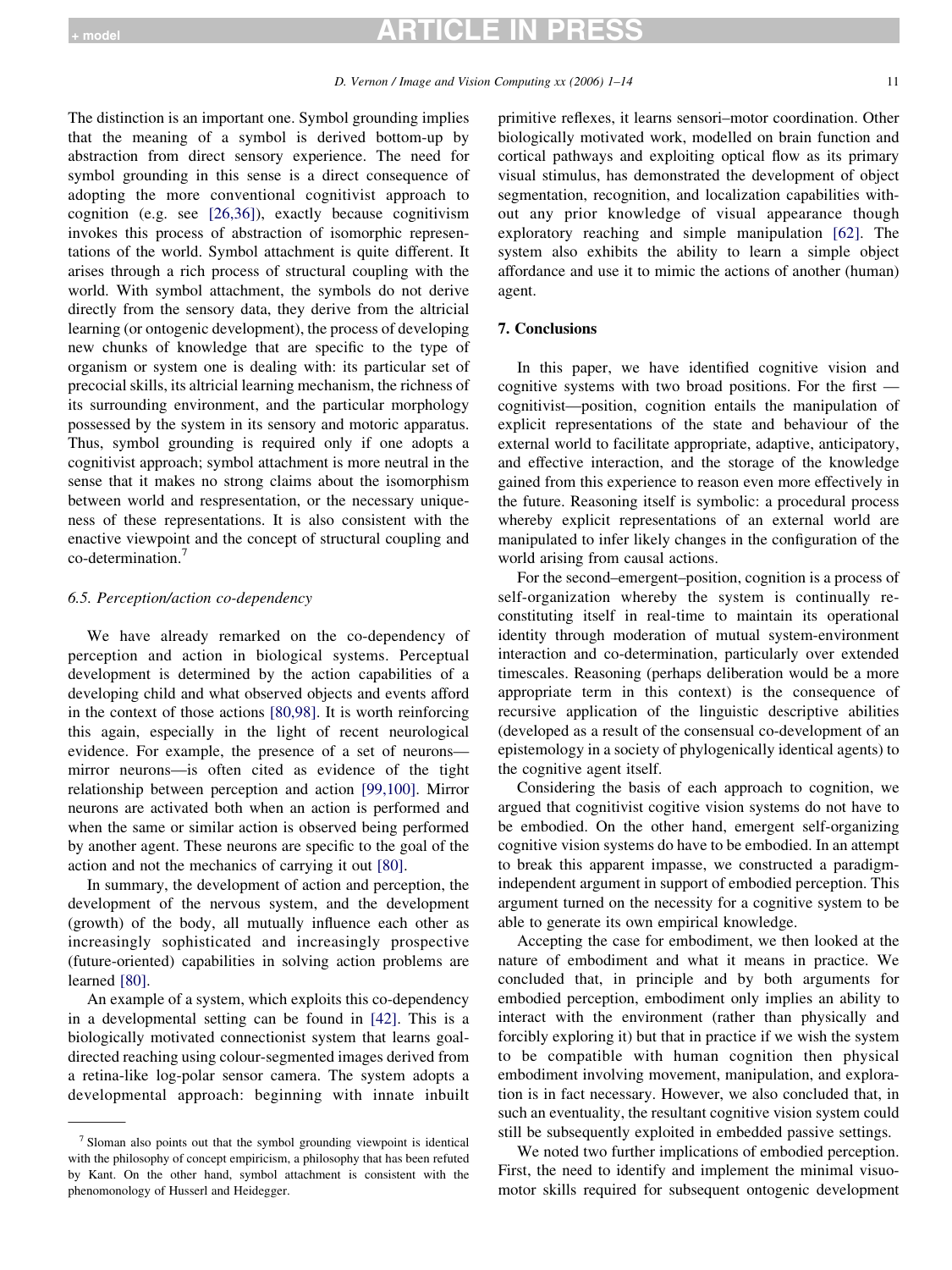The distinction is an important one. Symbol grounding implies that the meaning of a symbol is derived bottom-up by abstraction from direct sensory experience. The need for symbol grounding in this sense is a direct consequence of adopting the more conventional cognitivist approach to cognition (e.g. see [26,36]), exactly because cognitivism invokes this process of abstraction of isomorphic representations of the world. Symbol attachment is quite different. It arises through a rich process of structural coupling with the world. With symbol attachment, the symbols do not derive directly from the sensory data, they derive from the altricial learning (or ontogenic development), the process of developing new chunks of knowledge that are specific to the type of organism or system one is dealing with: its particular set of precocial skills, its altricial learning mechanism, the richness of its surrounding environment, and the particular morphology possessed by the system in its sensory and motoric apparatus. Thus, symbol grounding is required only if one adopts a cognitivist approach; symbol attachment is more neutral in the sense that it makes no strong claims about the isomorphism between world and respresentation, or the necessary uniqueness of these representations. It is also consistent with the enactive viewpoint and the concept of structural coupling and co-determination.[7]

### 6.5. Perception/action co-dependency

We have already remarked on the co-dependency of perception and action in biological systems. Perceptual development is determined by the action capabilities of a developing child and what observed objects and events afford in the context of those actions [80,98]. It is worth reinforcing this again, especially in the light of recent neurological evidence. For example, the presence of a set of neurons—mirror neurons—is often cited as evidence of the tight relationship between perception and action [99,100]. Mirror neurons are activated both when an action is performed and when the same or similar action is observed being performed by another agent. These neurons are specific to the goal of the action and not the mechanics of carrying it out [80].

In summary, the development of action and perception, the development of the nervous system, and the development (growth) of the body, all mutually influence each other as increasingly sophisticated and increasingly prospective (future-oriented) capabilities in solving action problems are learned [80].

An example of a system, which exploits this co-dependency in a developmental setting can be found in [42]. This is a biologically motivated connectionist system that learns goal-directed reaching using colour-segmented images derived from a retina-like log-polar sensor camera. The system adopts a developmental approach: beginning with innate inbuilt primitive reflexes, it learns sensori–motor coordination. Other biologically motivated work, modelled on brain function and cortical pathways and exploiting optical flow as its primary visual stimulus, has demonstrated the development of object segmentation, recognition, and localization capabilities without any prior knowledge of visual appearance though exploratory reaching and simple manipulation [62]. The system also exhibits the ability to learn a simple object affordance and use it to mimic the actions of another (human) agent.

## 7. Conclusions

In this paper, we have identified cognitive vision and cognitive systems with two broad positions. For the first — cognitivist—position, cognition entails the manipulation of explicit representations of the state and behaviour of the external world to facilitate appropriate, adaptive, anticipatory, and effective interaction, and the storage of the knowledge gained from this experience to reason even more effectively in the future. Reasoning itself is symbolic: a procedural process whereby explicit representations of an external world are manipulated to infer likely changes in the configuration of the world arising from causal actions.

For the second–emergent–position, cognition is a process of self-organization whereby the system is continually re-constituting itself in real-time to maintain its operational identity through moderation of mutual system-environment interaction and co-determination, particularly over extended timescales. Reasoning (perhaps deliberation would be a more appropriate term in this context) is the consequence of recursive application of the linguistic descriptive abilities (developed as a result of the consensual co-development of an epistemology in a society of phylogenically identical agents) to the cognitive agent itself.

Considering the basis of each approach to cognition, we argued that cognitivist cogitive vision systems do not have to be embodied. On the other hand, emergent self-organizing cognitive vision systems do have to be embodied. In an attempt to break this apparent impasse, we constructed a paradigm-independent argument in support of embodied perception. This argument turned on the necessity for a cognitive system to be able to generate its own empirical knowledge.

Accepting the case for embodiment, we then looked at the nature of embodiment and what it means in practice. We concluded that, in principle and by both arguments for embodied perception, embodiment only implies an ability to interact with the environment (rather than physically and forcibly exploring it) but that in practice if we wish the system to be compatible with human cognition then physical embodiment involving movement, manipulation, and exploration is in fact necessary. However, we also concluded that, in such an eventuality, the resultant cognitive vision system could still be subsequently exploited in embedded passive settings.

We noted two further implications of embodied perception. First, the need to identify and implement the minimal visuo-motor skills required for subsequent ontogenic development

---

[7] Sloman also points out that the symbol grounding viewpoint is identical with the philosophy of concept empiricism, a philosophy that has been refuted by Kant. On the other hand, symbol attachment is consistent with the phenomonology of Husserl and Heidegger.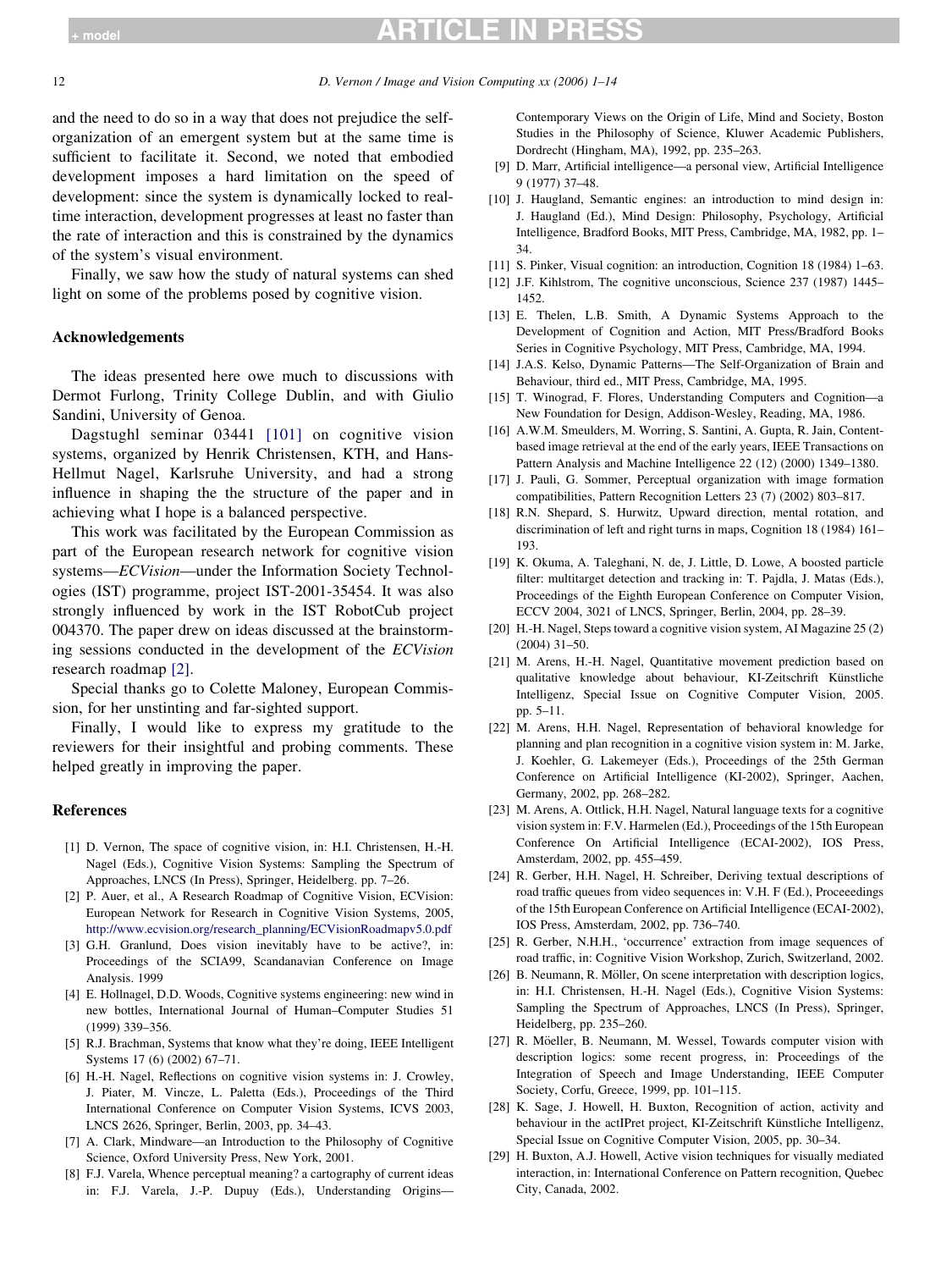and the need to do so in a way that does not prejudice the self-organization of an emergent system but at the same time is sufficient to facilitate it. Second, we noted that embodied development imposes a hard limitation on the speed of development: since the system is dynamically locked to real-time interaction, development progresses at least no faster than the rate of interaction and this is constrained by the dynamics of the system's visual environment.

Finally, we saw how the study of natural systems can shed light on some of the problems posed by cognitive vision.

## Acknowledgements

The ideas presented here owe much to discussions with Dermot Furlong, Trinity College Dublin, and with Giulio Sandini, University of Genoa.

Dagstughl seminar 03441 [101] on cognitive vision systems, organized by Henrik Christensen, KTH, and Hans-Hellmut Nagel, Karlsruhe University, and had a strong influence in shaping the the structure of the paper and in achieving what I hope is a balanced perspective.

This work was facilitated by the European Commission as part of the European research network for cognitive vision systems—*ECVision*—under the Information Society Technologies (IST) programme, project IST-2001-35454. It was also strongly influenced by work in the IST RobotCub project 004370. The paper drew on ideas discussed at the brainstorming sessions conducted in the development of the *ECVision* research roadmap [2].

Special thanks go to Colette Maloney, European Commission, for her unstinting and far-sighted support.

Finally, I would like to express my gratitude to the reviewers for their insightful and probing comments. These helped greatly in improving the paper.

## References

[1] D. Vernon, The space of cognitive vision, in: H.I. Christensen, H.-H. Nagel (Eds.), Cognitive Vision Systems: Sampling the Spectrum of Approaches, LNCS (In Press), Springer, Heidelberg. pp. 7–26.

[2] P. Auer, et al., A Research Roadmap of Cognitive Vision, ECVision: European Network for Research in Cognitive Vision Systems, 2005, http://www.ecvision.org/research_planning/ECVisionRoadmapv5.0.pdf

[3] G.H. Granlund, Does vision inevitably have to be active?, in: Proceedings of the SCIA99, Scandanavian Conference on Image Analysis. 1999

[4] E. Hollnagel, D.D. Woods, Cognitive systems engineering: new wind in new bottles, International Journal of Human–Computer Studies 51 (1999) 339–356.

[5] R.J. Brachman, Systems that know what they're doing, IEEE Intelligent Systems 17 (6) (2002) 67–71.

[6] H.-H. Nagel, Reflections on cognitive vision systems in: J. Crowley, J. Piater, M. Vincze, L. Paletta (Eds.), Proceedings of the Third International Conference on Computer Vision Systems, ICVS 2003, LNCS 2626, Springer, Berlin, 2003, pp. 34–43.

[7] A. Clark, Mindware—an Introduction to the Philosophy of Cognitive Science, Oxford University Press, New York, 2001.

[8] F.J. Varela, Whence perceptual meaning? a cartography of current ideas in: F.J. Varela, J.-P. Dupuy (Eds.), Understanding Origins—Contemporary Views on the Origin of Life, Mind and Society, Boston Studies in the Philosophy of Science, Kluwer Academic Publishers, Dordrecht (Hingham, MA), 1992, pp. 235–263.

[9] D. Marr, Artificial intelligence—a personal view, Artificial Intelligence 9 (1977) 37–48.

[10] J. Haugland, Semantic engines: an introduction to mind design in: J. Haugland (Ed.), Mind Design: Philosophy, Psychology, Artificial Intelligence, Bradford Books, MIT Press, Cambridge, MA, 1982, pp. 1–34.

[11] S. Pinker, Visual cognition: an introduction, Cognition 18 (1984) 1–63.

[12] J.F. Kihlstrom, The cognitive unconscious, Science 237 (1987) 1445–1452.

[13] E. Thelen, L.B. Smith, A Dynamic Systems Approach to the Development of Cognition and Action, MIT Press/Bradford Books Series in Cognitive Psychology, MIT Press, Cambridge, MA, 1994.

[14] J.A.S. Kelso, Dynamic Patterns—The Self-Organization of Brain and Behaviour, third ed., MIT Press, Cambridge, MA, 1995.

[15] T. Winograd, F. Flores, Understanding Computers and Cognition—a New Foundation for Design, Addison-Wesley, Reading, MA, 1986.

[16] A.W.M. Smeulders, M. Worring, S. Santini, A. Gupta, R. Jain, Content-based image retrieval at the end of the early years, IEEE Transactions on Pattern Analysis and Machine Intelligence 22 (12) (2000) 1349–1380.

[17] J. Pauli, G. Sommer, Perceptual organization with image formation compatibilities, Pattern Recognition Letters 23 (7) (2002) 803–817.

[18] R.N. Shepard, S. Hurwitz, Upward direction, mental rotation, and discrimination of left and right turns in maps, Cognition 18 (1984) 161–193.

[19] K. Okuma, A. Taleghani, N. de, J. Little, D. Lowe, A boosted particle filter: multitarget detection and tracking in: T. Pajdla, J. Matas (Eds.), Proceedings of the Eighth European Conference on Computer Vision, ECCV 2004, 3021 of LNCS, Springer, Berlin, 2004, pp. 28–39.

[20] H.-H. Nagel, Steps toward a cognitive vision system, AI Magazine 25 (2) (2004) 31–50.

[21] M. Arens, H.-H. Nagel, Quantitative movement prediction based on qualitative knowledge about behaviour, KI-Zeitschrift Künstliche Intelligenz, Special Issue on Cognitive Computer Vision, 2005. pp. 5–11.

[22] M. Arens, H.H. Nagel, Representation of behavioral knowledge for planning and plan recognition in a cognitive vision system in: M. Jarke, J. Koehler, G. Lakemeyer (Eds.), Proceedings of the 25th German Conference on Artificial Intelligence (KI-2002), Springer, Aachen, Germany, 2002, pp. 268–282.

[23] M. Arens, A. Ottlick, H.H. Nagel, Natural language texts for a cognitive vision system in: F.V. Harmelen (Ed.), Proceedings of the 15th European Conference On Artificial Intelligence (ECAI-2002), IOS Press, Amsterdam, 2002, pp. 455–459.

[24] R. Gerber, H.H. Nagel, H. Schreiber, Deriving textual descriptions of road traffic queues from video sequences in: V.H. F (Ed.), Proceeedings of the 15th European Conference on Artificial Intelligence (ECAI-2002), IOS Press, Amsterdam, 2002, pp. 736–740.

[25] R. Gerber, N.H.H., 'occurrence' extraction from image sequences of road traffic, in: Cognitive Vision Workshop, Zurich, Switzerland, 2002.

[26] B. Neumann, R. Möller, On scene interpretation with description logics, in: H.I. Christensen, H.-H. Nagel (Eds.), Cognitive Vision Systems: Sampling the Spectrum of Approaches, LNCS (In Press), Springer, Heidelberg, pp. 235–260.

[27] R. Möeller, B. Neumann, M. Wessel, Towards computer vision with description logics: some recent progress, in: Proceedings of the Integration of Speech and Image Understanding, IEEE Computer Society, Corfu, Greece, 1999, pp. 101–115.

[28] K. Sage, J. Howell, H. Buxton, Recognition of action, activity and behaviour in the actIPret project, KI-Zeitschrift Künstliche Intelligenz, Special Issue on Cognitive Computer Vision, 2005, pp. 30–34.

[29] H. Buxton, A.J. Howell, Active vision techniques for visually mediated interaction, in: International Conference on Pattern recognition, Quebec City, Canada, 2002.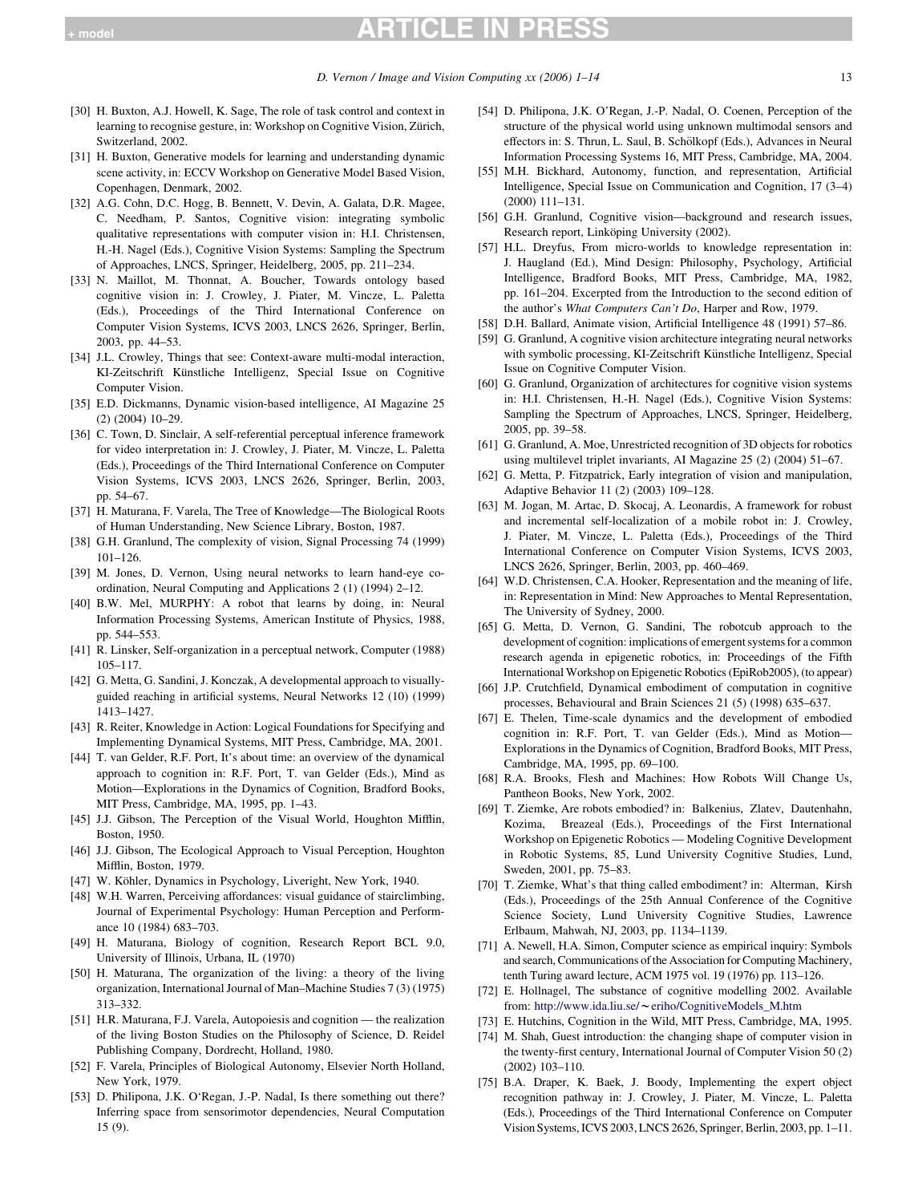[30] H. Buxton, A.J. Howell, K. Sage, The role of task control and context in learning to recognise gesture, in: Workshop on Cognitive Vision, Zürich, Switzerland, 2002.

[31] H. Buxton, Generative models for learning and understanding dynamic scene activity, in: ECCV Workshop on Generative Model Based Vision, Copenhagen, Denmark, 2002.

[32] A.G. Cohn, D.C. Hogg, B. Bennett, V. Devin, A. Galata, D.R. Magee, C. Needham, P. Santos, Cognitive vision: integrating symbolic qualitative representations with computer vision in: H.I. Christensen, H.-H. Nagel (Eds.), Cognitive Vision Systems: Sampling the Spectrum of Approaches, LNCS, Springer, Heidelberg, 2005, pp. 211–234.

[33] N. Maillot, M. Thonnat, A. Boucher, Towards ontology based cognitive vision in: J. Crowley, J. Piater, M. Vincze, L. Paletta (Eds.), Proceedings of the Third International Conference on Computer Vision Systems, ICVS 2003, LNCS 2626, Springer, Berlin, 2003, pp. 44–53.

[34] J.L. Crowley, Things that see: Context-aware multi-modal interaction, KI-Zeitschrift Künstliche Intelligenz, Special Issue on Cognitive Computer Vision.

[35] E.D. Dickmanns, Dynamic vision-based intelligence, AI Magazine 25 (2) (2004) 10–29.

[36] C. Town, D. Sinclair, A self-referential perceptual inference framework for video interpretation in: J. Crowley, J. Piater, M. Vincze, L. Paletta (Eds.), Proceedings of the Third International Conference on Computer Vision Systems, ICVS 2003, LNCS 2626, Springer, Berlin, 2003, pp. 54–67.

[37] H. Maturana, F. Varela, The Tree of Knowledge—The Biological Roots of Human Understanding, New Science Library, Boston, 1987.

[38] G.H. Granlund, The complexity of vision, Signal Processing 74 (1999) 101–126.

[39] M. Jones, D. Vernon, Using neural networks to learn hand-eye co-ordination, Neural Computing and Applications 2 (1) (1994) 2–12.

[40] B.W. Mel, MURPHY: A robot that learns by doing, in: Neural Information Processing Systems, American Institute of Physics, 1988, pp. 544–553.

[41] R. Linsker, Self-organization in a perceptual network, Computer (1988) 105–117.

[42] G. Metta, G. Sandini, J. Konczak, A developmental approach to visually-guided reaching in artificial systems, Neural Networks 12 (10) (1999) 1413–1427.

[43] R. Reiter, Knowledge in Action: Logical Foundations for Specifying and Implementing Dynamical Systems, MIT Press, Cambridge, MA, 2001.

[44] T. van Gelder, R.F. Port, It's about time: an overview of the dynamical approach to cognition in: R.F. Port, T. van Gelder (Eds.), Mind as Motion—Explorations in the Dynamics of Cognition, Bradford Books, MIT Press, Cambridge, MA, 1995, pp. 1–43.

[45] J.J. Gibson, The Perception of the Visual World, Houghton Mifflin, Boston, 1950.

[46] J.J. Gibson, The Ecological Approach to Visual Perception, Houghton Mifflin, Boston, 1979.

[47] W. Köhler, Dynamics in Psychology, Liveright, New York, 1940.

[48] W.H. Warren, Perceiving affordances: visual guidance of stairclimbing, Journal of Experimental Psychology: Human Perception and Performance 10 (1984) 683–703.

[49] H. Maturana, Biology of cognition, Research Report BCL 9.0, University of Illinois, Urbana, IL (1970)

[50] H. Maturana, The organization of the living: a theory of the living organization, International Journal of Man–Machine Studies 7 (3) (1975) 313–332.

[51] H.R. Maturana, F.J. Varela, Autopoiesis and cognition — the realization of the living Boston Studies on the Philosophy of Science, D. Reidel Publishing Company, Dordrecht, Holland, 1980.

[52] F. Varela, Principles of Biological Autonomy, Elsevier North Holland, New York, 1979.

[53] D. Philipona, J.K. O'Regan, J.-P. Nadal, Is there something out there? Inferring space from sensorimotor dependencies, Neural Computation 15 (9).

[54] D. Philipona, J.K. O'Regan, J.-P. Nadal, O. Coenen, Perception of the structure of the physical world using unknown multimodal sensors and effectors in: S. Thrun, L. Saul, B. Schölkopf (Eds.), Advances in Neural Information Processing Systems 16, MIT Press, Cambridge, MA, 2004.

[55] M.H. Bickhard, Autonomy, function, and representation, Artificial Intelligence, Special Issue on Communication and Cognition, 17 (3–4) (2000) 111–131.

[56] G.H. Granlund, Cognitive vision—background and research issues, Research report, Linköping University (2002).

[57] H.L. Dreyfus, From micro-worlds to knowledge representation in: J. Haugland (Ed.), Mind Design: Philosophy, Psychology, Artificial Intelligence, Bradford Books, MIT Press, Cambridge, MA, 1982, pp. 161–204. Excerpted from the Introduction to the second edition of the author's *What Computers Can't Do*, Harper and Row, 1979.

[58] D.H. Ballard, Animate vision, Artificial Intelligence 48 (1991) 57–86.

[59] G. Granlund, A cognitive vision architecture integrating neural networks with symbolic processing, KI-Zeitschrift Künstliche Intelligenz, Special Issue on Cognitive Computer Vision.

[60] G. Granlund, Organization of architectures for cognitive vision systems in: H.I. Christensen, H.-H. Nagel (Eds.), Cognitive Vision Systems: Sampling the Spectrum of Approaches, LNCS, Springer, Heidelberg, 2005, pp. 39–58.

[61] G. Granlund, A. Moe, Unrestricted recognition of 3D objects for robotics using multilevel triplet invariants, AI Magazine 25 (2) (2004) 51–67.

[62] G. Metta, P. Fitzpatrick, Early integration of vision and manipulation, Adaptive Behavior 11 (2) (2003) 109–128.

[63] M. Jogan, M. Artac, D. Skocaj, A. Leonardis, A framework for robust and incremental self-localization of a mobile robot in: J. Crowley, J. Piater, M. Vincze, L. Paletta (Eds.), Proceedings of the Third International Conference on Computer Vision Systems, ICVS 2003, LNCS 2626, Springer, Berlin, 2003, pp. 460–469.

[64] W.D. Christensen, C.A. Hooker, Representation and the meaning of life, in: Representation in Mind: New Approaches to Mental Representation, The University of Sydney, 2000.

[65] G. Metta, D. Vernon, G. Sandini, The robotcub approach to the development of cognition: implications of emergent systems for a common research agenda in epigenetic robotics, in: Proceedings of the Fifth International Workshop on Epigenetic Robotics (EpiRob2005), (to appear)

[66] J.P. Crutchfield, Dynamical embodiment of computation in cognitive processes, Behavioural and Brain Sciences 21 (5) (1998) 635–637.

[67] E. Thelen, Time-scale dynamics and the development of embodied cognition in: R.F. Port, T. van Gelder (Eds.), Mind as Motion—Explorations in the Dynamics of Cognition, Bradford Books, MIT Press, Cambridge, MA, 1995, pp. 69–100.

[68] R.A. Brooks, Flesh and Machines: How Robots Will Change Us, Pantheon Books, New York, 2002.

[69] T. Ziemke, Are robots embodied? in: Balkenius, Zlatev, Dautenhahn, Kozima, Breazeal (Eds.), Proceedings of the First International Workshop on Epigenetic Robotics — Modeling Cognitive Development in Robotic Systems, 85, Lund University Cognitive Studies, Lund, Sweden, 2001, pp. 75–83.

[70] T. Ziemke, What's that thing called embodiment? in: Alterman, Kirsh (Eds.), Proceedings of the 25th Annual Conference of the Cognitive Science Society, Lund University Cognitive Studies, Lawrence Erlbaum, Mahwah, NJ, 2003, pp. 1134–1139.

[71] A. Newell, H.A. Simon, Computer science as empirical inquiry: Symbols and search, Communications of the Association for Computing Machinery, tenth Turing award lecture, ACM 1975 vol. 19 (1976) pp. 113–126.

[72] E. Hollnagel, The substance of cognitive modelling 2002. Available from: http://www.ida.liu.se/~eriho/CognitiveModels_M.htm

[73] E. Hutchins, Cognition in the Wild, MIT Press, Cambridge, MA, 1995.

[74] M. Shah, Guest introduction: the changing shape of computer vision in the twenty-first century, International Journal of Computer Vision 50 (2) (2002) 103–110.

[75] B.A. Draper, K. Baek, J. Boody, Implementing the expert object recognition pathway in: J. Crowley, J. Piater, M. Vincze, L. Paletta (Eds.), Proceedings of the Third International Conference on Computer Vision Systems, ICVS 2003, LNCS 2626, Springer, Berlin, 2003, pp. 1–11.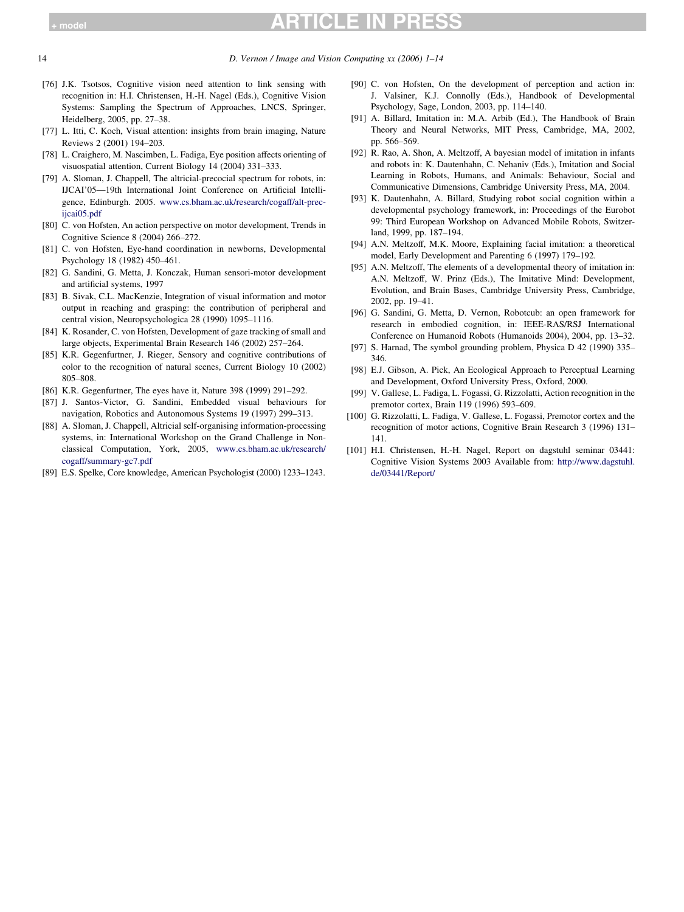[76] J.K. Tsotsos, Cognitive vision need attention to link sensing with recognition in: H.I. Christensen, H.-H. Nagel (Eds.), Cognitive Vision Systems: Sampling the Spectrum of Approaches, LNCS, Springer, Heidelberg, 2005, pp. 27–38.

[77] L. Itti, C. Koch, Visual attention: insights from brain imaging, Nature Reviews 2 (2001) 194–203.

[78] L. Craighero, M. Nascimben, L. Fadiga, Eye position affects orienting of visuospatial attention, Current Biology 14 (2004) 331–333.

[79] A. Sloman, J. Chappell, The altricial-precocial spectrum for robots, in: IJCAI'05—19th International Joint Conference on Artificial Intelligence, Edinburgh. 2005. www.cs.bham.ac.uk/research/cogaff/alt-prec-ijcai05.pdf

[80] C. von Hofsten, An action perspective on motor development, Trends in Cognitive Science 8 (2004) 266–272.

[81] C. von Hofsten, Eye-hand coordination in newborns, Developmental Psychology 18 (1982) 450–461.

[82] G. Sandini, G. Metta, J. Konczak, Human sensori-motor development and artificial systems, 1997

[83] B. Sivak, C.L. MacKenzie, Integration of visual information and motor output in reaching and grasping: the contribution of peripheral and central vision, Neuropsychologica 28 (1990) 1095–1116.

[84] K. Rosander, C. von Hofsten, Development of gaze tracking of small and large objects, Experimental Brain Research 146 (2002) 257–264.

[85] K.R. Gegenfurtner, J. Rieger, Sensory and cognitive contributions of color to the recognition of natural scenes, Current Biology 10 (2002) 805–808.

[86] K.R. Gegenfurtner, The eyes have it, Nature 398 (1999) 291–292.

[87] J. Santos-Victor, G. Sandini, Embedded visual behaviours for navigation, Robotics and Autonomous Systems 19 (1997) 299–313.

[88] A. Sloman, J. Chappell, Altricial self-organising information-processing systems, in: International Workshop on the Grand Challenge in Non-classical Computation, York, 2005, www.cs.bham.ac.uk/research/cogaff/summary-gc7.pdf

[89] E.S. Spelke, Core knowledge, American Psychologist (2000) 1233–1243.

[90] C. von Hofsten, On the development of perception and action in: J. Valsiner, K.J. Connolly (Eds.), Handbook of Developmental Psychology, Sage, London, 2003, pp. 114–140.

[91] A. Billard, Imitation in: M.A. Arbib (Ed.), The Handbook of Brain Theory and Neural Networks, MIT Press, Cambridge, MA, 2002, pp. 566–569.

[92] R. Rao, A. Shon, A. Meltzoff, A bayesian model of imitation in infants and robots in: K. Dautenhahn, C. Nehaniv (Eds.), Imitation and Social Learning in Robots, Humans, and Animals: Behaviour, Social and Communicative Dimensions, Cambridge University Press, MA, 2004.

[93] K. Dautenhahn, A. Billard, Studying robot social cognition within a developmental psychology framework, in: Proceedings of the Eurobot 99: Third European Workshop on Advanced Mobile Robots, Switzerland, 1999, pp. 187–194.

[94] A.N. Meltzoff, M.K. Moore, Explaining facial imitation: a theoretical model, Early Development and Parenting 6 (1997) 179–192.

[95] A.N. Meltzoff, The elements of a developmental theory of imitation in: A.N. Meltzoff, W. Prinz (Eds.), The Imitative Mind: Development, Evolution, and Brain Bases, Cambridge University Press, Cambridge, 2002, pp. 19–41.

[96] G. Sandini, G. Metta, D. Vernon, Robotcub: an open framework for research in embodied cognition, in: IEEE-RAS/RSJ International Conference on Humanoid Robots (Humanoids 2004), 2004, pp. 13–32.

[97] S. Harnad, The symbol grounding problem, Physica D 42 (1990) 335–346.

[98] E.J. Gibson, A. Pick, An Ecological Approach to Perceptual Learning and Development, Oxford University Press, Oxford, 2000.

[99] V. Gallese, L. Fadiga, L. Fogassi, G. Rizzolatti, Action recognition in the premotor cortex, Brain 119 (1996) 593–609.

[100] G. Rizzolatti, L. Fadiga, V. Gallese, L. Fogassi, Premotor cortex and the recognition of motor actions, Cognitive Brain Research 3 (1996) 131–141.

[101] H.I. Christensen, H.-H. Nagel, Report on dagstuhl seminar 03441: Cognitive Vision Systems 2003 Available from: http://www.dagstuhl.de/03441/Report/